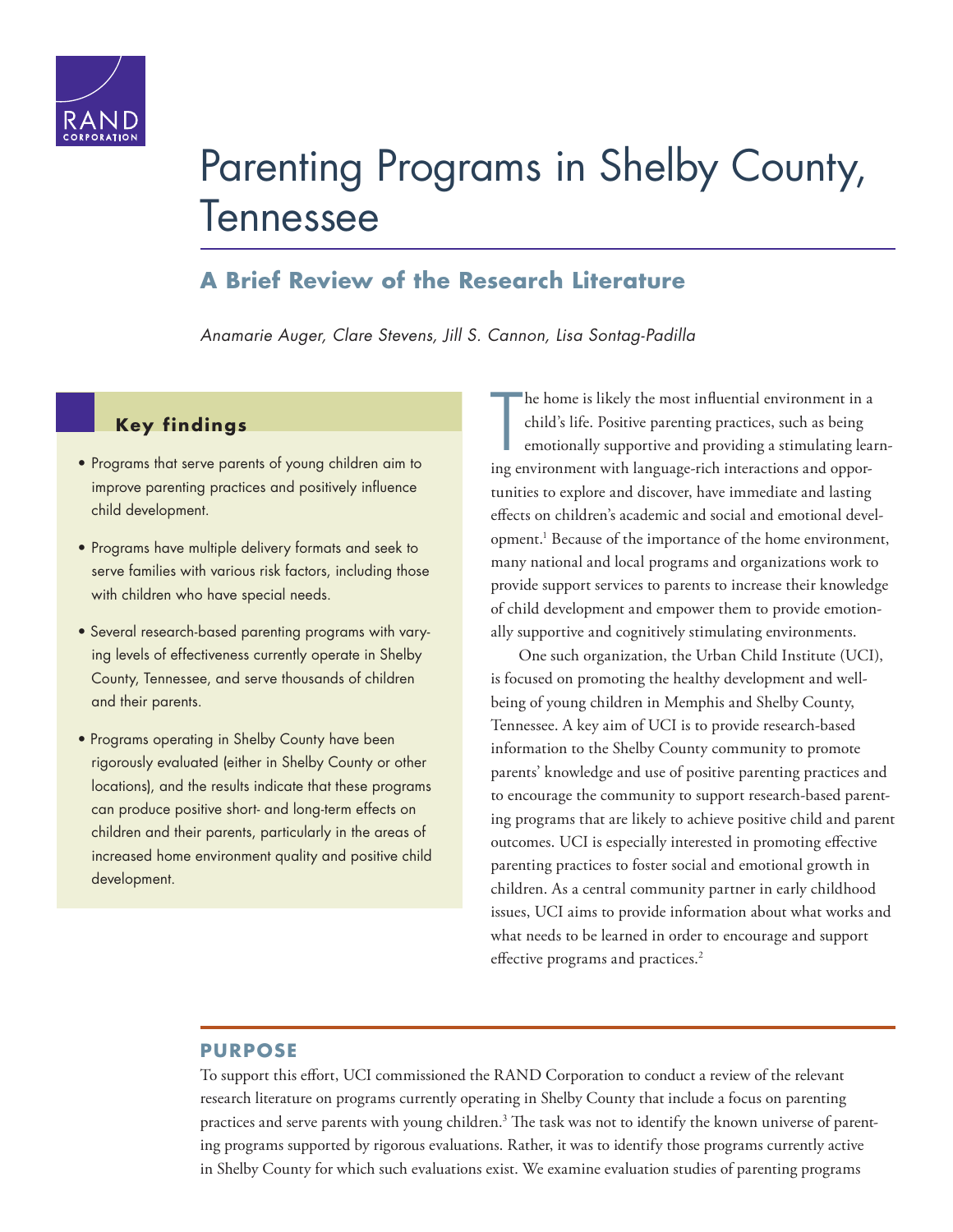# Parenting Programs in Shelby County, Tennessee

## A Brief Review of the Research Literature

*Anamarie Auger, Clare Stevens, Jill S. Cannon, Lisa Sontag-Padilla*

### Key findings

- Programs that serve parents of young children aim to improve parenting practices and positively influence child development.
- Programs have multiple delivery formats and seek to serve families with various risk factors, including those with children who have special needs.
- Several research-based parenting programs with varying levels of effectiveness currently operate in Shelby County, Tennessee, and serve thousands of children and their parents.
- Programs operating in Shelby County have been rigorously evaluated (either in Shelby County or other locations), and the results indicate that these programs can produce positive short- and long-term effects on children and their parents, particularly in the areas of increased home environment quality and positive child development.

The home is likely the most influential environment in a child's life. Positive parenting practices, such as being emotionally supportive and providing a stimulating learning environment with language-rich interactions and opportunities to explore and discover, have immediate and lasting effects on children's academic and social and emotional development.[1] Because of the importance of the home environment, many national and local programs and organizations work to provide support services to parents to increase their knowledge of child development and empower them to provide emotionally supportive and cognitively stimulating environments.

One such organization, the Urban Child Institute (UCI), is focused on promoting the healthy development and well-being of young children in Memphis and Shelby County, Tennessee. A key aim of UCI is to provide research-based information to the Shelby County community to promote parents' knowledge and use of positive parenting practices and to encourage the community to support research-based parenting programs that are likely to achieve positive child and parent outcomes. UCI is especially interested in promoting effective parenting practices to foster social and emotional growth in children. As a central community partner in early childhood issues, UCI aims to provide information about what works and what needs to be learned in order to encourage and support effective programs and practices.[2]

## PURPOSE

To support this effort, UCI commissioned the RAND Corporation to conduct a review of the relevant research literature on programs currently operating in Shelby County that include a focus on parenting practices and serve parents with young children.[3] The task was not to identify the known universe of parenting programs supported by rigorous evaluations. Rather, it was to identify those programs currently active in Shelby County for which such evaluations exist. We examine evaluation studies of parenting programs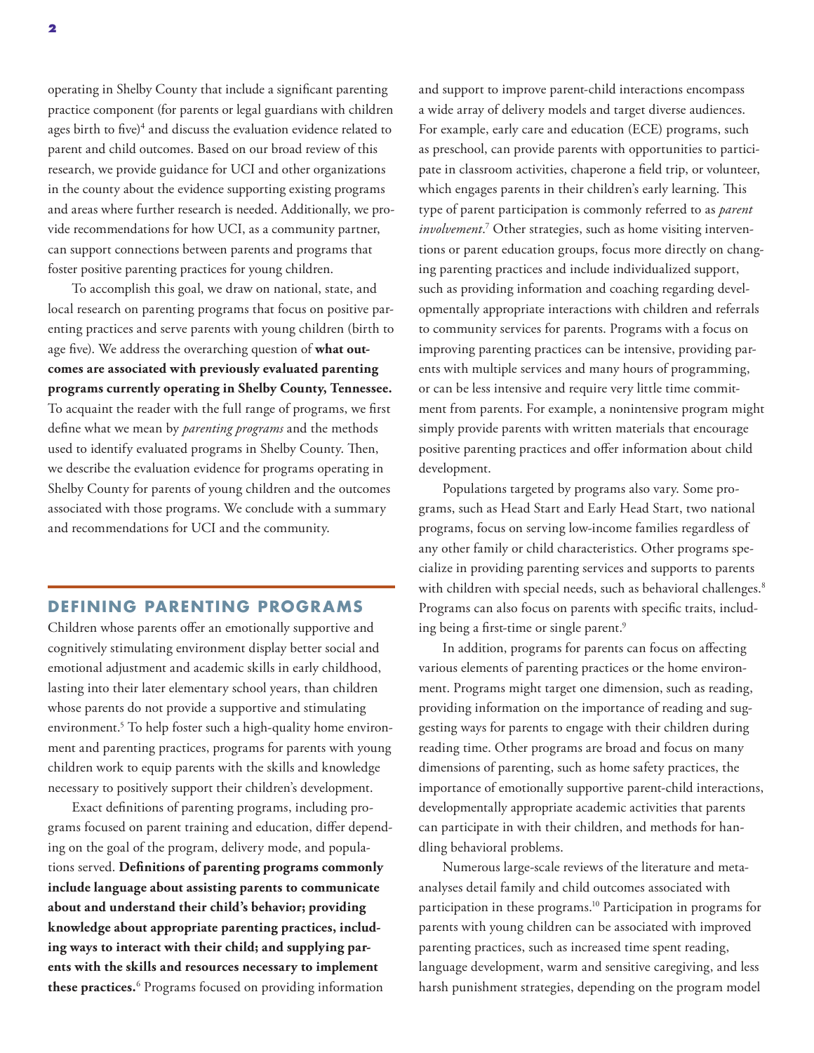operating in Shelby County that include a significant parenting practice component (for parents or legal guardians with children ages birth to five)[4] and discuss the evaluation evidence related to parent and child outcomes. Based on our broad review of this research, we provide guidance for UCI and other organizations in the county about the evidence supporting existing programs and areas where further research is needed. Additionally, we provide recommendations for how UCI, as a community partner, can support connections between parents and programs that foster positive parenting practices for young children.

To accomplish this goal, we draw on national, state, and local research on parenting programs that focus on positive parenting practices and serve parents with young children (birth to age five). We address the overarching question of **what outcomes are associated with previously evaluated parenting programs currently operating in Shelby County, Tennessee.** To acquaint the reader with the full range of programs, we first define what we mean by *parenting programs* and the methods used to identify evaluated programs in Shelby County. Then, we describe the evaluation evidence for programs operating in Shelby County for parents of young children and the outcomes associated with those programs. We conclude with a summary and recommendations for UCI and the community.

## DEFINING PARENTING PROGRAMS

Children whose parents offer an emotionally supportive and cognitively stimulating environment display better social and emotional adjustment and academic skills in early childhood, lasting into their later elementary school years, than children whose parents do not provide a supportive and stimulating environment.[5] To help foster such a high-quality home environment and parenting practices, programs for parents with young children work to equip parents with the skills and knowledge necessary to positively support their children's development.

Exact definitions of parenting programs, including programs focused on parent training and education, differ depending on the goal of the program, delivery mode, and populations served. **Definitions of parenting programs commonly include language about assisting parents to communicate about and understand their child's behavior; providing knowledge about appropriate parenting practices, including ways to interact with their child; and supplying parents with the skills and resources necessary to implement these practices.**[6] Programs focused on providing information and support to improve parent-child interactions encompass a wide array of delivery models and target diverse audiences. For example, early care and education (ECE) programs, such as preschool, can provide parents with opportunities to participate in classroom activities, chaperone a field trip, or volunteer, which engages parents in their children's early learning. This type of parent participation is commonly referred to as *parent involvement*.[7] Other strategies, such as home visiting interventions or parent education groups, focus more directly on changing parenting practices and include individualized support, such as providing information and coaching regarding developmentally appropriate interactions with children and referrals to community services for parents. Programs with a focus on improving parenting practices can be intensive, providing parents with multiple services and many hours of programming, or can be less intensive and require very little time commitment from parents. For example, a nonintensive program might simply provide parents with written materials that encourage positive parenting practices and offer information about child development.

Populations targeted by programs also vary. Some programs, such as Head Start and Early Head Start, two national programs, focus on serving low-income families regardless of any other family or child characteristics. Other programs specialize in providing parenting services and supports to parents with children with special needs, such as behavioral challenges.[8] Programs can also focus on parents with specific traits, including being a first-time or single parent.[9]

In addition, programs for parents can focus on affecting various elements of parenting practices or the home environment. Programs might target one dimension, such as reading, providing information on the importance of reading and suggesting ways for parents to engage with their children during reading time. Other programs are broad and focus on many dimensions of parenting, such as home safety practices, the importance of emotionally supportive parent-child interactions, developmentally appropriate academic activities that parents can participate in with their children, and methods for handling behavioral problems.

Numerous large-scale reviews of the literature and meta-analyses detail family and child outcomes associated with participation in these programs.[10] Participation in programs for parents with young children can be associated with improved parenting practices, such as increased time spent reading, language development, warm and sensitive caregiving, and less harsh punishment strategies, depending on the program model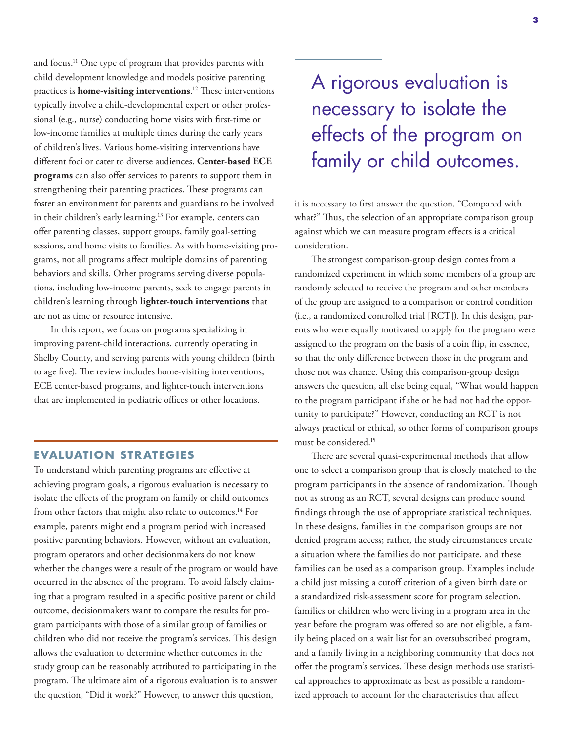and focus.[11] One type of program that provides parents with child development knowledge and models positive parenting practices is **home-visiting interventions**.[12] These interventions typically involve a child-developmental expert or other professional (e.g., nurse) conducting home visits with first-time or low-income families at multiple times during the early years of children's lives. Various home-visiting interventions have different foci or cater to diverse audiences. **Center-based ECE programs** can also offer services to parents to support them in strengthening their parenting practices. These programs can foster an environment for parents and guardians to be involved in their children's early learning.[13] For example, centers can offer parenting classes, support groups, family goal-setting sessions, and home visits to families. As with home-visiting programs, not all programs affect multiple domains of parenting behaviors and skills. Other programs serving diverse populations, including low-income parents, seek to engage parents in children's learning through **lighter-touch interventions** that are not as time or resource intensive.

In this report, we focus on programs specializing in improving parent-child interactions, currently operating in Shelby County, and serving parents with young children (birth to age five). The review includes home-visiting interventions, ECE center-based programs, and lighter-touch interventions that are implemented in pediatric offices or other locations.

## EVALUATION STRATEGIES

To understand which parenting programs are effective at achieving program goals, a rigorous evaluation is necessary to isolate the effects of the program on family or child outcomes from other factors that might also relate to outcomes.[14] For example, parents might end a program period with increased positive parenting behaviors. However, without an evaluation, program operators and other decisionmakers do not know whether the changes were a result of the program or would have occurred in the absence of the program. To avoid falsely claiming that a program resulted in a specific positive parent or child outcome, decisionmakers want to compare the results for program participants with those of a similar group of families or children who did not receive the program's services. This design allows the evaluation to determine whether outcomes in the study group can be reasonably attributed to participating in the program. The ultimate aim of a rigorous evaluation is to answer the question, "Did it work?" However, to answer this question, it is necessary to first answer the question, "Compared with what?" Thus, the selection of an appropriate comparison group against which we can measure program effects is a critical consideration.

> A rigorous evaluation is necessary to isolate the effects of the program on family or child outcomes.

The strongest comparison-group design comes from a randomized experiment in which some members of a group are randomly selected to receive the program and other members of the group are assigned to a comparison or control condition (i.e., a randomized controlled trial [RCT]). In this design, parents who were equally motivated to apply for the program were assigned to the program on the basis of a coin flip, in essence, so that the only difference between those in the program and those not was chance. Using this comparison-group design answers the question, all else being equal, "What would happen to the program participant if she or he had not had the opportunity to participate?" However, conducting an RCT is not always practical or ethical, so other forms of comparison groups must be considered.[15]

There are several quasi-experimental methods that allow one to select a comparison group that is closely matched to the program participants in the absence of randomization. Though not as strong as an RCT, several designs can produce sound findings through the use of appropriate statistical techniques. In these designs, families in the comparison groups are not denied program access; rather, the study circumstances create a situation where the families do not participate, and these families can be used as a comparison group. Examples include a child just missing a cutoff criterion of a given birth date or a standardized risk-assessment score for program selection, families or children who were living in a program area in the year before the program was offered so are not eligible, a family being placed on a wait list for an oversubscribed program, and a family living in a neighboring community that does not offer the program's services. These design methods use statistical approaches to approximate as best as possible a randomized approach to account for the characteristics that affect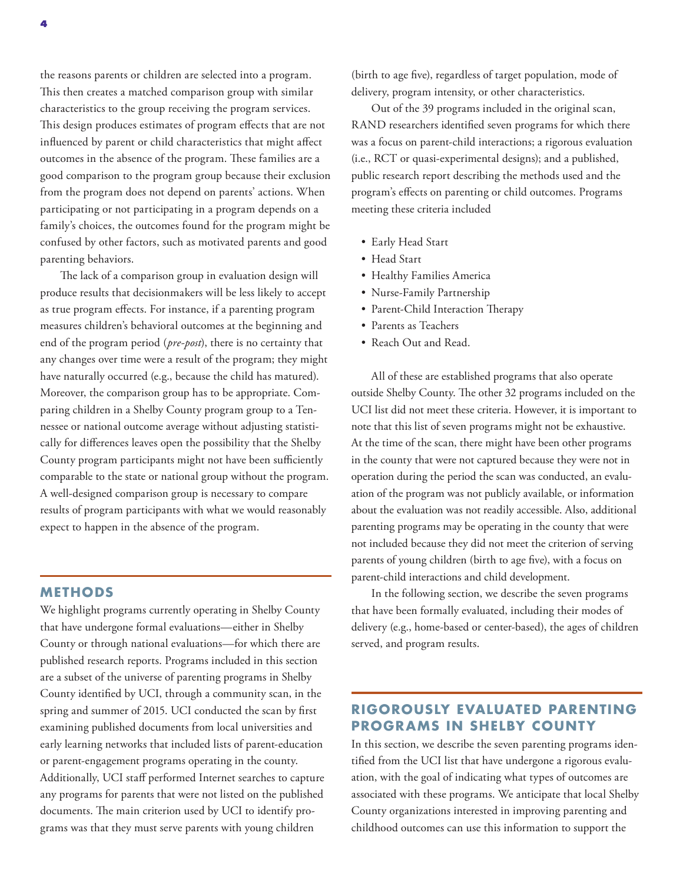the reasons parents or children are selected into a program. This then creates a matched comparison group with similar characteristics to the group receiving the program services. This design produces estimates of program effects that are not influenced by parent or child characteristics that might affect outcomes in the absence of the program. These families are a good comparison to the program group because their exclusion from the program does not depend on parents' actions. When participating or not participating in a program depends on a family's choices, the outcomes found for the program might be confused by other factors, such as motivated parents and good parenting behaviors.

The lack of a comparison group in evaluation design will produce results that decisionmakers will be less likely to accept as true program effects. For instance, if a parenting program measures children's behavioral outcomes at the beginning and end of the program period (*pre-post*), there is no certainty that any changes over time were a result of the program; they might have naturally occurred (e.g., because the child has matured). Moreover, the comparison group has to be appropriate. Comparing children in a Shelby County program group to a Tennessee or national outcome average without adjusting statistically for differences leaves open the possibility that the Shelby County program participants might not have been sufficiently comparable to the state or national group without the program. A well-designed comparison group is necessary to compare results of program participants with what we would reasonably expect to happen in the absence of the program.

## METHODS

We highlight programs currently operating in Shelby County that have undergone formal evaluations—either in Shelby County or through national evaluations—for which there are published research reports. Programs included in this section are a subset of the universe of parenting programs in Shelby County identified by UCI, through a community scan, in the spring and summer of 2015. UCI conducted the scan by first examining published documents from local universities and early learning networks that included lists of parent-education or parent-engagement programs operating in the county. Additionally, UCI staff performed Internet searches to capture any programs for parents that were not listed on the published documents. The main criterion used by UCI to identify programs was that they must serve parents with young children (birth to age five), regardless of target population, mode of delivery, program intensity, or other characteristics.

Out of the 39 programs included in the original scan, RAND researchers identified seven programs for which there was a focus on parent-child interactions; a rigorous evaluation (i.e., RCT or quasi-experimental designs); and a published, public research report describing the methods used and the program's effects on parenting or child outcomes. Programs meeting these criteria included

- Early Head Start
- Head Start
- Healthy Families America
- Nurse-Family Partnership
- Parent-Child Interaction Therapy
- Parents as Teachers
- Reach Out and Read.

All of these are established programs that also operate outside Shelby County. The other 32 programs included on the UCI list did not meet these criteria. However, it is important to note that this list of seven programs might not be exhaustive. At the time of the scan, there might have been other programs in the county that were not captured because they were not in operation during the period the scan was conducted, an evaluation of the program was not publicly available, or information about the evaluation was not readily accessible. Also, additional parenting programs may be operating in the county that were not included because they did not meet the criterion of serving parents of young children (birth to age five), with a focus on parent-child interactions and child development.

In the following section, we describe the seven programs that have been formally evaluated, including their modes of delivery (e.g., home-based or center-based), the ages of children served, and program results.

## RIGOROUSLY EVALUATED PARENTING PROGRAMS IN SHELBY COUNTY

In this section, we describe the seven parenting programs identified from the UCI list that have undergone a rigorous evaluation, with the goal of indicating what types of outcomes are associated with these programs. We anticipate that local Shelby County organizations interested in improving parenting and childhood outcomes can use this information to support the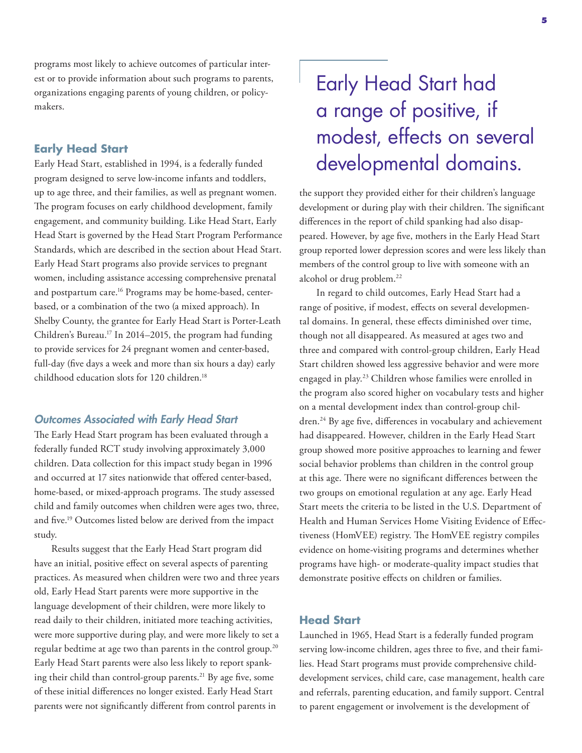programs most likely to achieve outcomes of particular interest or to provide information about such programs to parents, organizations engaging parents of young children, or policymakers.

## Early Head Start

Early Head Start, established in 1994, is a federally funded program designed to serve low-income infants and toddlers, up to age three, and their families, as well as pregnant women. The program focuses on early childhood development, family engagement, and community building. Like Head Start, Early Head Start is governed by the Head Start Program Performance Standards, which are described in the section about Head Start. Early Head Start programs also provide services to pregnant women, including assistance accessing comprehensive prenatal and postpartum care.[16] Programs may be home-based, center-based, or a combination of the two (a mixed approach). In Shelby County, the grantee for Early Head Start is Porter-Leath Children's Bureau.[17] In 2014–2015, the program had funding to provide services for 24 pregnant women and center-based, full-day (five days a week and more than six hours a day) early childhood education slots for 120 children.[18]

### *Outcomes Associated with Early Head Start*

The Early Head Start program has been evaluated through a federally funded RCT study involving approximately 3,000 children. Data collection for this impact study began in 1996 and occurred at 17 sites nationwide that offered center-based, home-based, or mixed-approach programs. The study assessed child and family outcomes when children were ages two, three, and five.[19] Outcomes listed below are derived from the impact study.

Results suggest that the Early Head Start program did have an initial, positive effect on several aspects of parenting practices. As measured when children were two and three years old, Early Head Start parents were more supportive in the language development of their children, were more likely to read daily to their children, initiated more teaching activities, were more supportive during play, and were more likely to set a regular bedtime at age two than parents in the control group.[20] Early Head Start parents were also less likely to report spanking their child than control-group parents.[21] By age five, some of these initial differences no longer existed. Early Head Start parents were not significantly different from control parents in the support they provided either for their children's language development or during play with their children. The significant differences in the report of child spanking had also disappeared. However, by age five, mothers in the Early Head Start group reported lower depression scores and were less likely than members of the control group to live with someone with an alcohol or drug problem.[22]

> Early Head Start had a range of positive, if modest, effects on several developmental domains.

In regard to child outcomes, Early Head Start had a range of positive, if modest, effects on several developmental domains. In general, these effects diminished over time, though not all disappeared. As measured at ages two and three and compared with control-group children, Early Head Start children showed less aggressive behavior and were more engaged in play.[23] Children whose families were enrolled in the program also scored higher on vocabulary tests and higher on a mental development index than control-group children.[24] By age five, differences in vocabulary and achievement had disappeared. However, children in the Early Head Start group showed more positive approaches to learning and fewer social behavior problems than children in the control group at this age. There were no significant differences between the two groups on emotional regulation at any age. Early Head Start meets the criteria to be listed in the U.S. Department of Health and Human Services Home Visiting Evidence of Effectiveness (HomVEE) registry. The HomVEE registry compiles evidence on home-visiting programs and determines whether programs have high- or moderate-quality impact studies that demonstrate positive effects on children or families.

## Head Start

Launched in 1965, Head Start is a federally funded program serving low-income children, ages three to five, and their families. Head Start programs must provide comprehensive child-development services, child care, case management, health care and referrals, parenting education, and family support. Central to parent engagement or involvement is the development of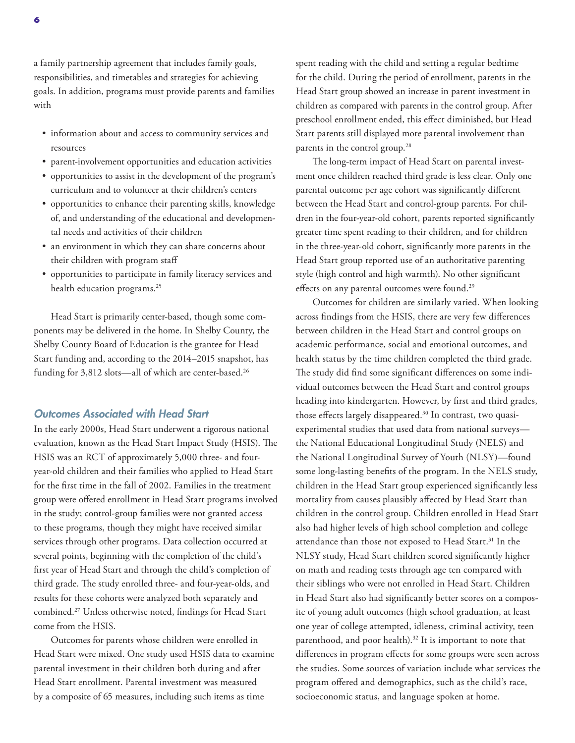a family partnership agreement that includes family goals, responsibilities, and timetables and strategies for achieving goals. In addition, programs must provide parents and families with

- information about and access to community services and resources
- parent-involvement opportunities and education activities
- opportunities to assist in the development of the program's curriculum and to volunteer at their children's centers
- opportunities to enhance their parenting skills, knowledge of, and understanding of the educational and developmental needs and activities of their children
- an environment in which they can share concerns about their children with program staff
- opportunities to participate in family literacy services and health education programs.[25]

Head Start is primarily center-based, though some components may be delivered in the home. In Shelby County, the Shelby County Board of Education is the grantee for Head Start funding and, according to the 2014–2015 snapshot, has funding for 3,812 slots—all of which are center-based.[26]

### *Outcomes Associated with Head Start*

In the early 2000s, Head Start underwent a rigorous national evaluation, known as the Head Start Impact Study (HSIS). The HSIS was an RCT of approximately 5,000 three- and four-year-old children and their families who applied to Head Start for the first time in the fall of 2002. Families in the treatment group were offered enrollment in Head Start programs involved in the study; control-group families were not granted access to these programs, though they might have received similar services through other programs. Data collection occurred at several points, beginning with the completion of the child's first year of Head Start and through the child's completion of third grade. The study enrolled three- and four-year-olds, and results for these cohorts were analyzed both separately and combined.[27] Unless otherwise noted, findings for Head Start come from the HSIS.

Outcomes for parents whose children were enrolled in Head Start were mixed. One study used HSIS data to examine parental investment in their children both during and after Head Start enrollment. Parental investment was measured by a composite of 65 measures, including such items as time spent reading with the child and setting a regular bedtime for the child. During the period of enrollment, parents in the Head Start group showed an increase in parent investment in children as compared with parents in the control group. After preschool enrollment ended, this effect diminished, but Head Start parents still displayed more parental involvement than parents in the control group.[28]

The long-term impact of Head Start on parental investment once children reached third grade is less clear. Only one parental outcome per age cohort was significantly different between the Head Start and control-group parents. For children in the four-year-old cohort, parents reported significantly greater time spent reading to their children, and for children in the three-year-old cohort, significantly more parents in the Head Start group reported use of an authoritative parenting style (high control and high warmth). No other significant effects on any parental outcomes were found.[29]

Outcomes for children are similarly varied. When looking across findings from the HSIS, there are very few differences between children in the Head Start and control groups on academic performance, social and emotional outcomes, and health status by the time children completed the third grade. The study did find some significant differences on some individual outcomes between the Head Start and control groups heading into kindergarten. However, by first and third grades, those effects largely disappeared.[30] In contrast, two quasi-experimental studies that used data from national surveys—the National Educational Longitudinal Study (NELS) and the National Longitudinal Survey of Youth (NLSY)—found some long-lasting benefits of the program. In the NELS study, children in the Head Start group experienced significantly less mortality from causes plausibly affected by Head Start than children in the control group. Children enrolled in Head Start also had higher levels of high school completion and college attendance than those not exposed to Head Start.[31] In the NLSY study, Head Start children scored significantly higher on math and reading tests through age ten compared with their siblings who were not enrolled in Head Start. Children in Head Start also had significantly better scores on a composite of young adult outcomes (high school graduation, at least one year of college attempted, idleness, criminal activity, teen parenthood, and poor health).[32] It is important to note that differences in program effects for some groups were seen across the studies. Some sources of variation include what services the program offered and demographics, such as the child's race, socioeconomic status, and language spoken at home.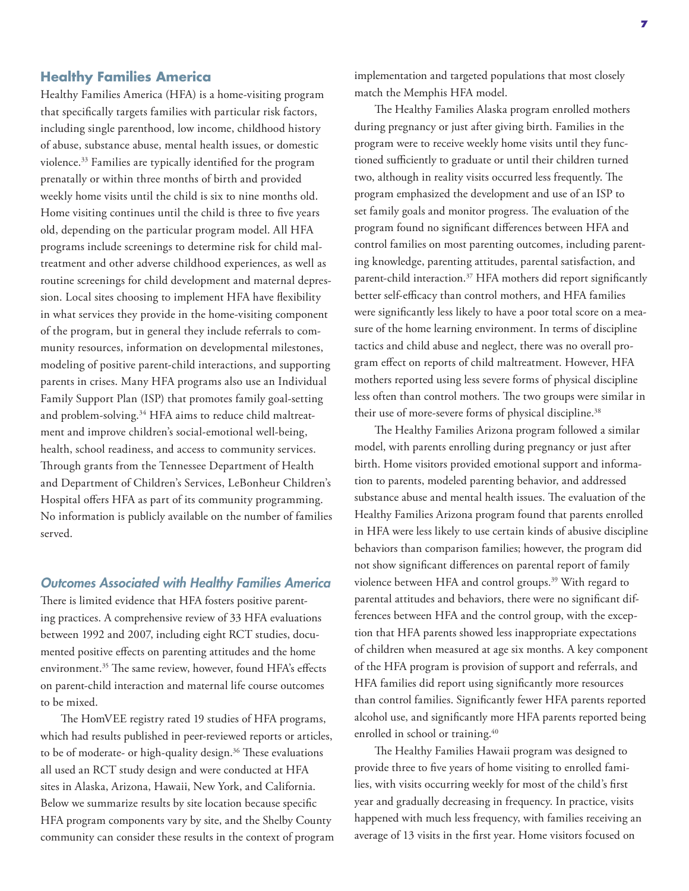## Healthy Families America

Healthy Families America (HFA) is a home-visiting program that specifically targets families with particular risk factors, including single parenthood, low income, childhood history of abuse, substance abuse, mental health issues, or domestic violence.[33] Families are typically identified for the program prenatally or within three months of birth and provided weekly home visits until the child is six to nine months old. Home visiting continues until the child is three to five years old, depending on the particular program model. All HFA programs include screenings to determine risk for child maltreatment and other adverse childhood experiences, as well as routine screenings for child development and maternal depression. Local sites choosing to implement HFA have flexibility in what services they provide in the home-visiting component of the program, but in general they include referrals to community resources, information on developmental milestones, modeling of positive parent-child interactions, and supporting parents in crises. Many HFA programs also use an Individual Family Support Plan (ISP) that promotes family goal-setting and problem-solving.[34] HFA aims to reduce child maltreatment and improve children's social-emotional well-being, health, school readiness, and access to community services. Through grants from the Tennessee Department of Health and Department of Children's Services, LeBonheur Children's Hospital offers HFA as part of its community programming. No information is publicly available on the number of families served.

### *Outcomes Associated with Healthy Families America*

There is limited evidence that HFA fosters positive parenting practices. A comprehensive review of 33 HFA evaluations between 1992 and 2007, including eight RCT studies, documented positive effects on parenting attitudes and the home environment.[35] The same review, however, found HFA's effects on parent-child interaction and maternal life course outcomes to be mixed.

The HomVEE registry rated 19 studies of HFA programs, which had results published in peer-reviewed reports or articles, to be of moderate- or high-quality design.[36] These evaluations all used an RCT study design and were conducted at HFA sites in Alaska, Arizona, Hawaii, New York, and California. Below we summarize results by site location because specific HFA program components vary by site, and the Shelby County community can consider these results in the context of program implementation and targeted populations that most closely match the Memphis HFA model.

The Healthy Families Alaska program enrolled mothers during pregnancy or just after giving birth. Families in the program were to receive weekly home visits until they functioned sufficiently to graduate or until their children turned two, although in reality visits occurred less frequently. The program emphasized the development and use of an ISP to set family goals and monitor progress. The evaluation of the program found no significant differences between HFA and control families on most parenting outcomes, including parenting knowledge, parenting attitudes, parental satisfaction, and parent-child interaction.[37] HFA mothers did report significantly better self-efficacy than control mothers, and HFA families were significantly less likely to have a poor total score on a measure of the home learning environment. In terms of discipline tactics and child abuse and neglect, there was no overall program effect on reports of child maltreatment. However, HFA mothers reported using less severe forms of physical discipline less often than control mothers. The two groups were similar in their use of more-severe forms of physical discipline.[38]

The Healthy Families Arizona program followed a similar model, with parents enrolling during pregnancy or just after birth. Home visitors provided emotional support and information to parents, modeled parenting behavior, and addressed substance abuse and mental health issues. The evaluation of the Healthy Families Arizona program found that parents enrolled in HFA were less likely to use certain kinds of abusive discipline behaviors than comparison families; however, the program did not show significant differences on parental report of family violence between HFA and control groups.[39] With regard to parental attitudes and behaviors, there were no significant differences between HFA and the control group, with the exception that HFA parents showed less inappropriate expectations of children when measured at age six months. A key component of the HFA program is provision of support and referrals, and HFA families did report using significantly more resources than control families. Significantly fewer HFA parents reported alcohol use, and significantly more HFA parents reported being enrolled in school or training.[40]

The Healthy Families Hawaii program was designed to provide three to five years of home visiting to enrolled families, with visits occurring weekly for most of the child's first year and gradually decreasing in frequency. In practice, visits happened with much less frequency, with families receiving an average of 13 visits in the first year. Home visitors focused on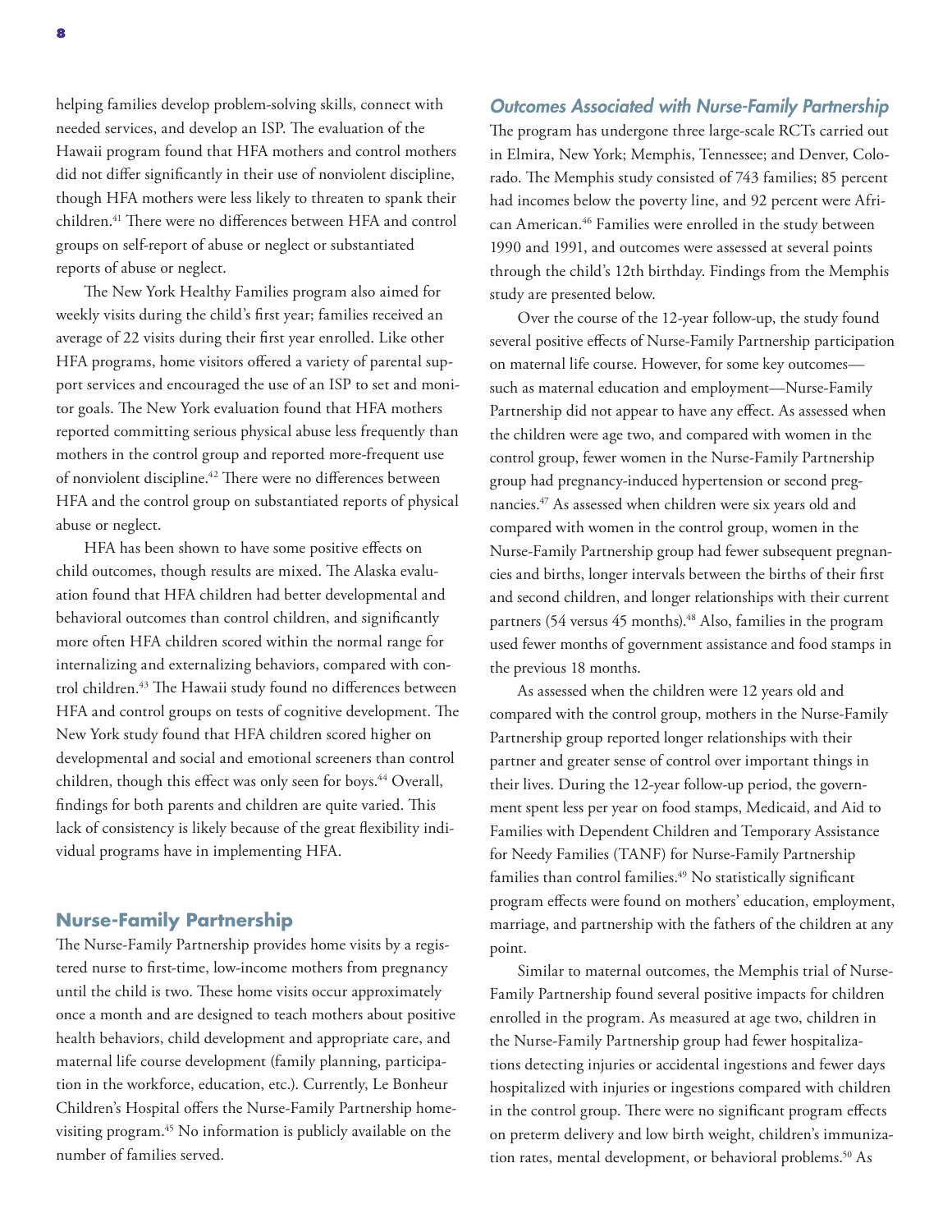helping families develop problem-solving skills, connect with needed services, and develop an ISP. The evaluation of the Hawaii program found that HFA mothers and control mothers did not differ significantly in their use of nonviolent discipline, though HFA mothers were less likely to threaten to spank their children.[41] There were no differences between HFA and control groups on self-report of abuse or neglect or substantiated reports of abuse or neglect.

The New York Healthy Families program also aimed for weekly visits during the child's first year; families received an average of 22 visits during their first year enrolled. Like other HFA programs, home visitors offered a variety of parental support services and encouraged the use of an ISP to set and monitor goals. The New York evaluation found that HFA mothers reported committing serious physical abuse less frequently than mothers in the control group and reported more-frequent use of nonviolent discipline.[42] There were no differences between HFA and the control group on substantiated reports of physical abuse or neglect.

HFA has been shown to have some positive effects on child outcomes, though results are mixed. The Alaska evaluation found that HFA children had better developmental and behavioral outcomes than control children, and significantly more often HFA children scored within the normal range for internalizing and externalizing behaviors, compared with control children.[43] The Hawaii study found no differences between HFA and control groups on tests of cognitive development. The New York study found that HFA children scored higher on developmental and social and emotional screeners than control children, though this effect was only seen for boys.[44] Overall, findings for both parents and children are quite varied. This lack of consistency is likely because of the great flexibility individual programs have in implementing HFA.

## Nurse-Family Partnership

The Nurse-Family Partnership provides home visits by a registered nurse to first-time, low-income mothers from pregnancy until the child is two. These home visits occur approximately once a month and are designed to teach mothers about positive health behaviors, child development and appropriate care, and maternal life course development (family planning, participation in the workforce, education, etc.). Currently, Le Bonheur Children's Hospital offers the Nurse-Family Partnership home-visiting program.[45] No information is publicly available on the number of families served.

### *Outcomes Associated with Nurse-Family Partnership*

The program has undergone three large-scale RCTs carried out in Elmira, New York; Memphis, Tennessee; and Denver, Colorado. The Memphis study consisted of 743 families; 85 percent had incomes below the poverty line, and 92 percent were African American.[46] Families were enrolled in the study between 1990 and 1991, and outcomes were assessed at several points through the child's 12th birthday. Findings from the Memphis study are presented below.

Over the course of the 12-year follow-up, the study found several positive effects of Nurse-Family Partnership participation on maternal life course. However, for some key outcomes—such as maternal education and employment—Nurse-Family Partnership did not appear to have any effect. As assessed when the children were age two, and compared with women in the control group, fewer women in the Nurse-Family Partnership group had pregnancy-induced hypertension or second pregnancies.[47] As assessed when children were six years old and compared with women in the control group, women in the Nurse-Family Partnership group had fewer subsequent pregnancies and births, longer intervals between the births of their first and second children, and longer relationships with their current partners (54 versus 45 months).[48] Also, families in the program used fewer months of government assistance and food stamps in the previous 18 months.

As assessed when the children were 12 years old and compared with the control group, mothers in the Nurse-Family Partnership group reported longer relationships with their partner and greater sense of control over important things in their lives. During the 12-year follow-up period, the government spent less per year on food stamps, Medicaid, and Aid to Families with Dependent Children and Temporary Assistance for Needy Families (TANF) for Nurse-Family Partnership families than control families.[49] No statistically significant program effects were found on mothers' education, employment, marriage, and partnership with the fathers of the children at any point.

Similar to maternal outcomes, the Memphis trial of Nurse-Family Partnership found several positive impacts for children enrolled in the program. As measured at age two, children in the Nurse-Family Partnership group had fewer hospitalizations detecting injuries or accidental ingestions and fewer days hospitalized with injuries or ingestions compared with children in the control group. There were no significant program effects on preterm delivery and low birth weight, children's immunization rates, mental development, or behavioral problems.[50] As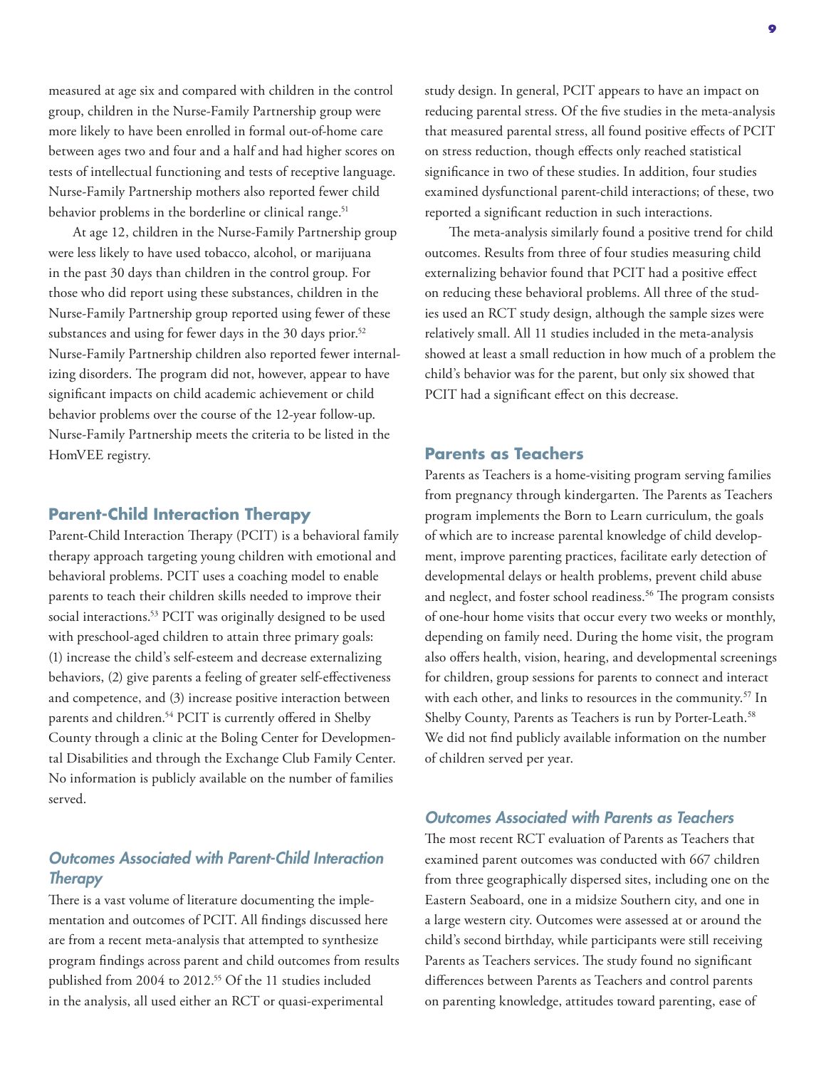measured at age six and compared with children in the control group, children in the Nurse-Family Partnership group were more likely to have been enrolled in formal out-of-home care between ages two and four and a half and had higher scores on tests of intellectual functioning and tests of receptive language. Nurse-Family Partnership mothers also reported fewer child behavior problems in the borderline or clinical range.[51]

At age 12, children in the Nurse-Family Partnership group were less likely to have used tobacco, alcohol, or marijuana in the past 30 days than children in the control group. For those who did report using these substances, children in the Nurse-Family Partnership group reported using fewer of these substances and using for fewer days in the 30 days prior.[52] Nurse-Family Partnership children also reported fewer internalizing disorders. The program did not, however, appear to have significant impacts on child academic achievement or child behavior problems over the course of the 12-year follow-up. Nurse-Family Partnership meets the criteria to be listed in the HomVEE registry.

## Parent-Child Interaction Therapy

Parent-Child Interaction Therapy (PCIT) is a behavioral family therapy approach targeting young children with emotional and behavioral problems. PCIT uses a coaching model to enable parents to teach their children skills needed to improve their social interactions.[53] PCIT was originally designed to be used with preschool-aged children to attain three primary goals: (1) increase the child's self-esteem and decrease externalizing behaviors, (2) give parents a feeling of greater self-effectiveness and competence, and (3) increase positive interaction between parents and children.[54] PCIT is currently offered in Shelby County through a clinic at the Boling Center for Developmental Disabilities and through the Exchange Club Family Center. No information is publicly available on the number of families served.

### *Outcomes Associated with Parent-Child Interaction Therapy*

There is a vast volume of literature documenting the implementation and outcomes of PCIT. All findings discussed here are from a recent meta-analysis that attempted to synthesize program findings across parent and child outcomes from results published from 2004 to 2012.[55] Of the 11 studies included in the analysis, all used either an RCT or quasi-experimental study design. In general, PCIT appears to have an impact on reducing parental stress. Of the five studies in the meta-analysis that measured parental stress, all found positive effects of PCIT on stress reduction, though effects only reached statistical significance in two of these studies. In addition, four studies examined dysfunctional parent-child interactions; of these, two reported a significant reduction in such interactions.

The meta-analysis similarly found a positive trend for child outcomes. Results from three of four studies measuring child externalizing behavior found that PCIT had a positive effect on reducing these behavioral problems. All three of the studies used an RCT study design, although the sample sizes were relatively small. All 11 studies included in the meta-analysis showed at least a small reduction in how much of a problem the child's behavior was for the parent, but only six showed that PCIT had a significant effect on this decrease.

## Parents as Teachers

Parents as Teachers is a home-visiting program serving families from pregnancy through kindergarten. The Parents as Teachers program implements the Born to Learn curriculum, the goals of which are to increase parental knowledge of child development, improve parenting practices, facilitate early detection of developmental delays or health problems, prevent child abuse and neglect, and foster school readiness.[56] The program consists of one-hour home visits that occur every two weeks or monthly, depending on family need. During the home visit, the program also offers health, vision, hearing, and developmental screenings for children, group sessions for parents to connect and interact with each other, and links to resources in the community.[57] In Shelby County, Parents as Teachers is run by Porter-Leath.[58] We did not find publicly available information on the number of children served per year.

### *Outcomes Associated with Parents as Teachers*

The most recent RCT evaluation of Parents as Teachers that examined parent outcomes was conducted with 667 children from three geographically dispersed sites, including one on the Eastern Seaboard, one in a midsize Southern city, and one in a large western city. Outcomes were assessed at or around the child's second birthday, while participants were still receiving Parents as Teachers services. The study found no significant differences between Parents as Teachers and control parents on parenting knowledge, attitudes toward parenting, ease of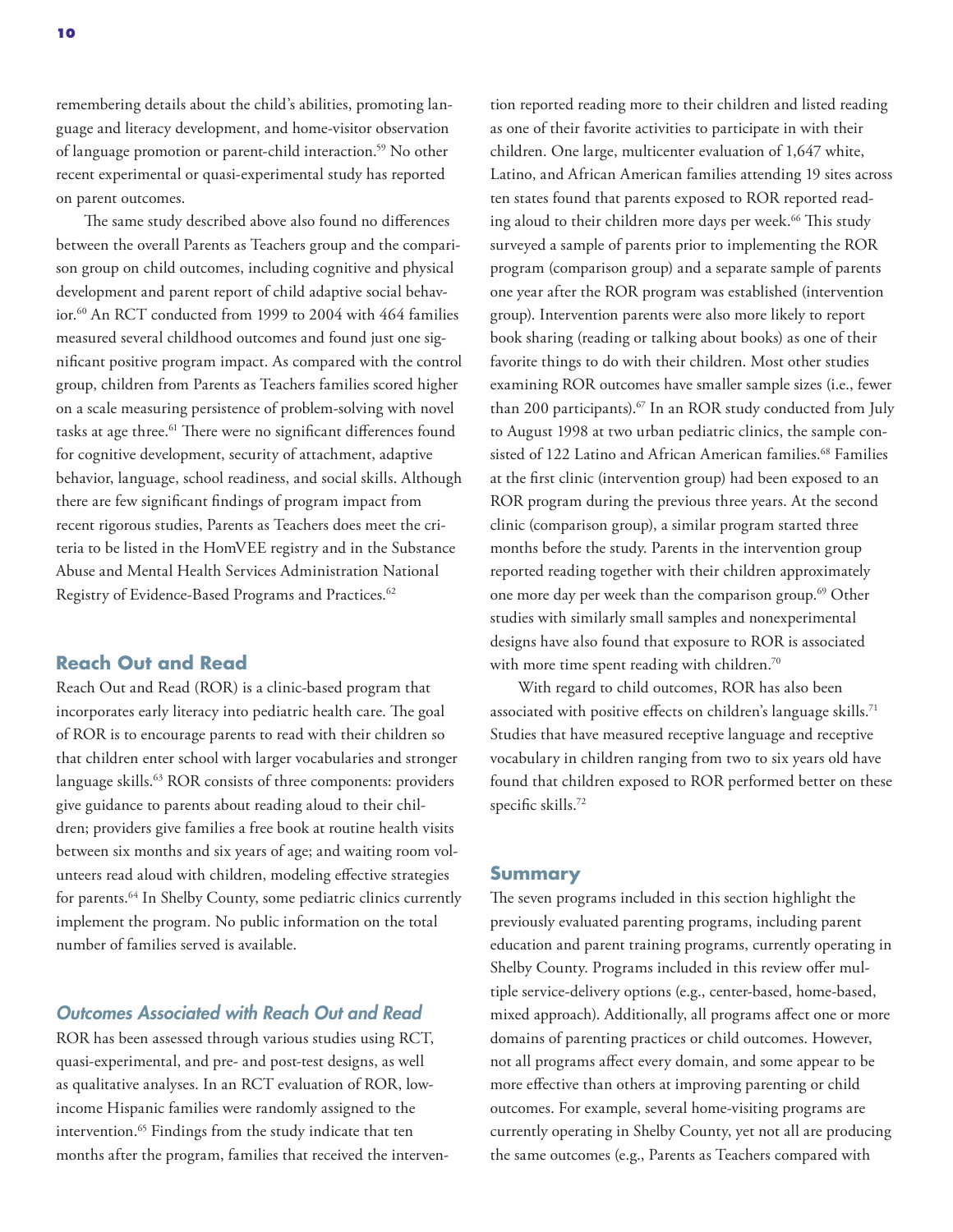remembering details about the child's abilities, promoting language and literacy development, and home-visitor observation of language promotion or parent-child interaction.[59] No other recent experimental or quasi-experimental study has reported on parent outcomes.

The same study described above also found no differences between the overall Parents as Teachers group and the comparison group on child outcomes, including cognitive and physical development and parent report of child adaptive social behavior.[60] An RCT conducted from 1999 to 2004 with 464 families measured several childhood outcomes and found just one significant positive program impact. As compared with the control group, children from Parents as Teachers families scored higher on a scale measuring persistence of problem-solving with novel tasks at age three.[61] There were no significant differences found for cognitive development, security of attachment, adaptive behavior, language, school readiness, and social skills. Although there are few significant findings of program impact from recent rigorous studies, Parents as Teachers does meet the criteria to be listed in the HomVEE registry and in the Substance Abuse and Mental Health Services Administration National Registry of Evidence-Based Programs and Practices.[62]

## Reach Out and Read

Reach Out and Read (ROR) is a clinic-based program that incorporates early literacy into pediatric health care. The goal of ROR is to encourage parents to read with their children so that children enter school with larger vocabularies and stronger language skills.[63] ROR consists of three components: providers give guidance to parents about reading aloud to their children; providers give families a free book at routine health visits between six months and six years of age; and waiting room volunteers read aloud with children, modeling effective strategies for parents.[64] In Shelby County, some pediatric clinics currently implement the program. No public information on the total number of families served is available.

### *Outcomes Associated with Reach Out and Read*

ROR has been assessed through various studies using RCT, quasi-experimental, and pre- and post-test designs, as well as qualitative analyses. In an RCT evaluation of ROR, low-income Hispanic families were randomly assigned to the intervention.[65] Findings from the study indicate that ten months after the program, families that received the intervention reported reading more to their children and listed reading as one of their favorite activities to participate in with their children. One large, multicenter evaluation of 1,647 white, Latino, and African American families attending 19 sites across ten states found that parents exposed to ROR reported reading aloud to their children more days per week.[66] This study surveyed a sample of parents prior to implementing the ROR program (comparison group) and a separate sample of parents one year after the ROR program was established (intervention group). Intervention parents were also more likely to report book sharing (reading or talking about books) as one of their favorite things to do with their children. Most other studies examining ROR outcomes have smaller sample sizes (i.e., fewer than 200 participants).[67] In an ROR study conducted from July to August 1998 at two urban pediatric clinics, the sample consisted of 122 Latino and African American families.[68] Families at the first clinic (intervention group) had been exposed to an ROR program during the previous three years. At the second clinic (comparison group), a similar program started three months before the study. Parents in the intervention group reported reading together with their children approximately one more day per week than the comparison group.[69] Other studies with similarly small samples and nonexperimental designs have also found that exposure to ROR is associated with more time spent reading with children.[70]

With regard to child outcomes, ROR has also been associated with positive effects on children's language skills.[71] Studies that have measured receptive language and receptive vocabulary in children ranging from two to six years old have found that children exposed to ROR performed better on these specific skills.[72]

## Summary

The seven programs included in this section highlight the previously evaluated parenting programs, including parent education and parent training programs, currently operating in Shelby County. Programs included in this review offer multiple service-delivery options (e.g., center-based, home-based, mixed approach). Additionally, all programs affect one or more domains of parenting practices or child outcomes. However, not all programs affect every domain, and some appear to be more effective than others at improving parenting or child outcomes. For example, several home-visiting programs are currently operating in Shelby County, yet not all are producing the same outcomes (e.g., Parents as Teachers compared with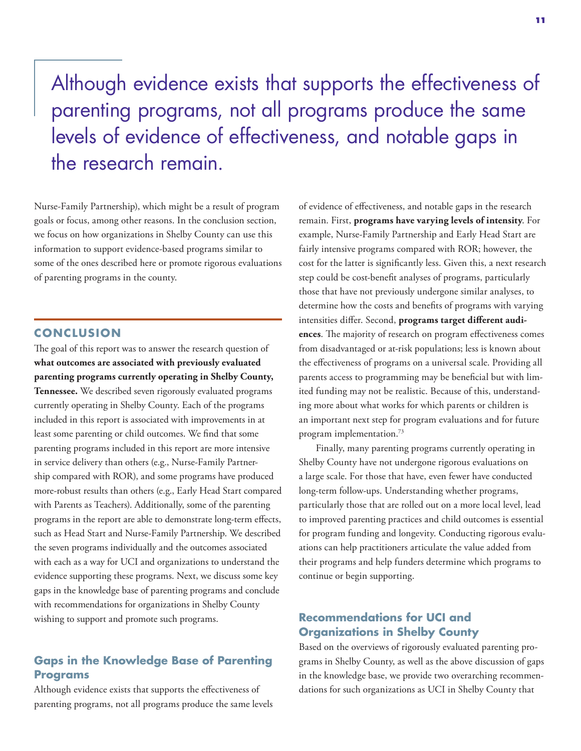> Although evidence exists that supports the effectiveness of parenting programs, not all programs produce the same levels of evidence of effectiveness, and notable gaps in the research remain.

Nurse-Family Partnership), which might be a result of program goals or focus, among other reasons. In the conclusion section, we focus on how organizations in Shelby County can use this information to support evidence-based programs similar to some of the ones described here or promote rigorous evaluations of parenting programs in the county.

## CONCLUSION

The goal of this report was to answer the research question of **what outcomes are associated with previously evaluated parenting programs currently operating in Shelby County, Tennessee.** We described seven rigorously evaluated programs currently operating in Shelby County. Each of the programs included in this report is associated with improvements in at least some parenting or child outcomes. We find that some parenting programs included in this report are more intensive in service delivery than others (e.g., Nurse-Family Partnership compared with ROR), and some programs have produced more-robust results than others (e.g., Early Head Start compared with Parents as Teachers). Additionally, some of the parenting programs in the report are able to demonstrate long-term effects, such as Head Start and Nurse-Family Partnership. We described the seven programs individually and the outcomes associated with each as a way for UCI and organizations to understand the evidence supporting these programs. Next, we discuss some key gaps in the knowledge base of parenting programs and conclude with recommendations for organizations in Shelby County wishing to support and promote such programs.

### Gaps in the Knowledge Base of Parenting Programs

Although evidence exists that supports the effectiveness of parenting programs, not all programs produce the same levels of evidence of effectiveness, and notable gaps in the research remain. First, **programs have varying levels of intensity**. For example, Nurse-Family Partnership and Early Head Start are fairly intensive programs compared with ROR; however, the cost for the latter is significantly less. Given this, a next research step could be cost-benefit analyses of programs, particularly those that have not previously undergone similar analyses, to determine how the costs and benefits of programs with varying intensities differ. Second, **programs target different audiences**. The majority of research on program effectiveness comes from disadvantaged or at-risk populations; less is known about the effectiveness of programs on a universal scale. Providing all parents access to programming may be beneficial but with limited funding may not be realistic. Because of this, understanding more about what works for which parents or children is an important next step for program evaluations and for future program implementation.[73]

Finally, many parenting programs currently operating in Shelby County have not undergone rigorous evaluations on a large scale. For those that have, even fewer have conducted long-term follow-ups. Understanding whether programs, particularly those that are rolled out on a more local level, lead to improved parenting practices and child outcomes is essential for program funding and longevity. Conducting rigorous evaluations can help practitioners articulate the value added from their programs and help funders determine which programs to continue or begin supporting.

### Recommendations for UCI and Organizations in Shelby County

Based on the overviews of rigorously evaluated parenting programs in Shelby County, as well as the above discussion of gaps in the knowledge base, we provide two overarching recommendations for such organizations as UCI in Shelby County that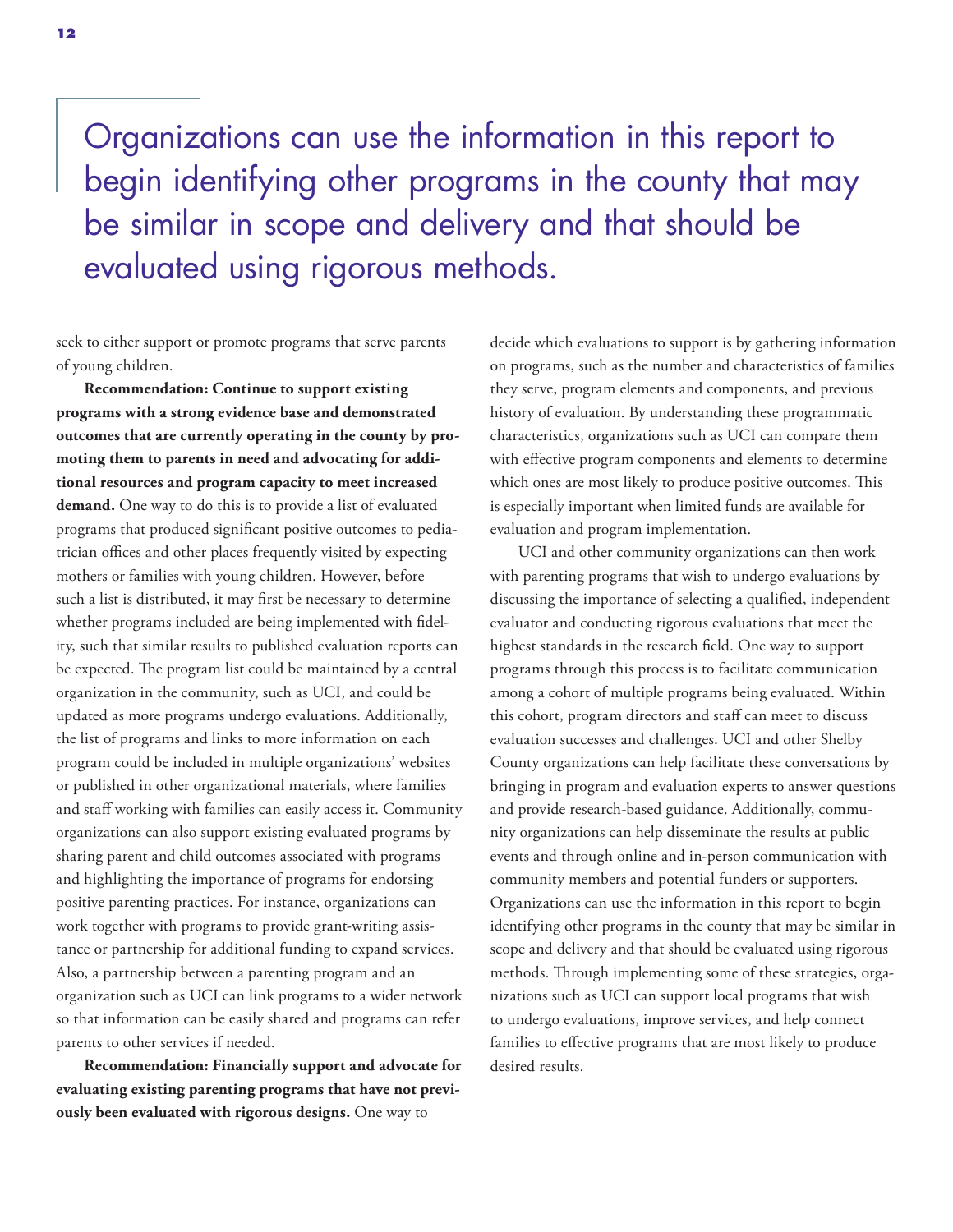> Organizations can use the information in this report to begin identifying other programs in the county that may be similar in scope and delivery and that should be evaluated using rigorous methods.

seek to either support or promote programs that serve parents of young children.

**Recommendation: Continue to support existing programs with a strong evidence base and demonstrated outcomes that are currently operating in the county by promoting them to parents in need and advocating for additional resources and program capacity to meet increased demand.** One way to do this is to provide a list of evaluated programs that produced significant positive outcomes to pediatrician offices and other places frequently visited by expecting mothers or families with young children. However, before such a list is distributed, it may first be necessary to determine whether programs included are being implemented with fidelity, such that similar results to published evaluation reports can be expected. The program list could be maintained by a central organization in the community, such as UCI, and could be updated as more programs undergo evaluations. Additionally, the list of programs and links to more information on each program could be included in multiple organizations' websites or published in other organizational materials, where families and staff working with families can easily access it. Community organizations can also support existing evaluated programs by sharing parent and child outcomes associated with programs and highlighting the importance of programs for endorsing positive parenting practices. For instance, organizations can work together with programs to provide grant-writing assistance or partnership for additional funding to expand services. Also, a partnership between a parenting program and an organization such as UCI can link programs to a wider network so that information can be easily shared and programs can refer parents to other services if needed.

**Recommendation: Financially support and advocate for evaluating existing parenting programs that have not previously been evaluated with rigorous designs.** One way to decide which evaluations to support is by gathering information on programs, such as the number and characteristics of families they serve, program elements and components, and previous history of evaluation. By understanding these programmatic characteristics, organizations such as UCI can compare them with effective program components and elements to determine which ones are most likely to produce positive outcomes. This is especially important when limited funds are available for evaluation and program implementation.

UCI and other community organizations can then work with parenting programs that wish to undergo evaluations by discussing the importance of selecting a qualified, independent evaluator and conducting rigorous evaluations that meet the highest standards in the research field. One way to support programs through this process is to facilitate communication among a cohort of multiple programs being evaluated. Within this cohort, program directors and staff can meet to discuss evaluation successes and challenges. UCI and other Shelby County organizations can help facilitate these conversations by bringing in program and evaluation experts to answer questions and provide research-based guidance. Additionally, community organizations can help disseminate the results at public events and through online and in-person communication with community members and potential funders or supporters. Organizations can use the information in this report to begin identifying other programs in the county that may be similar in scope and delivery and that should be evaluated using rigorous methods. Through implementing some of these strategies, organizations such as UCI can support local programs that wish to undergo evaluations, improve services, and help connect families to effective programs that are most likely to produce desired results.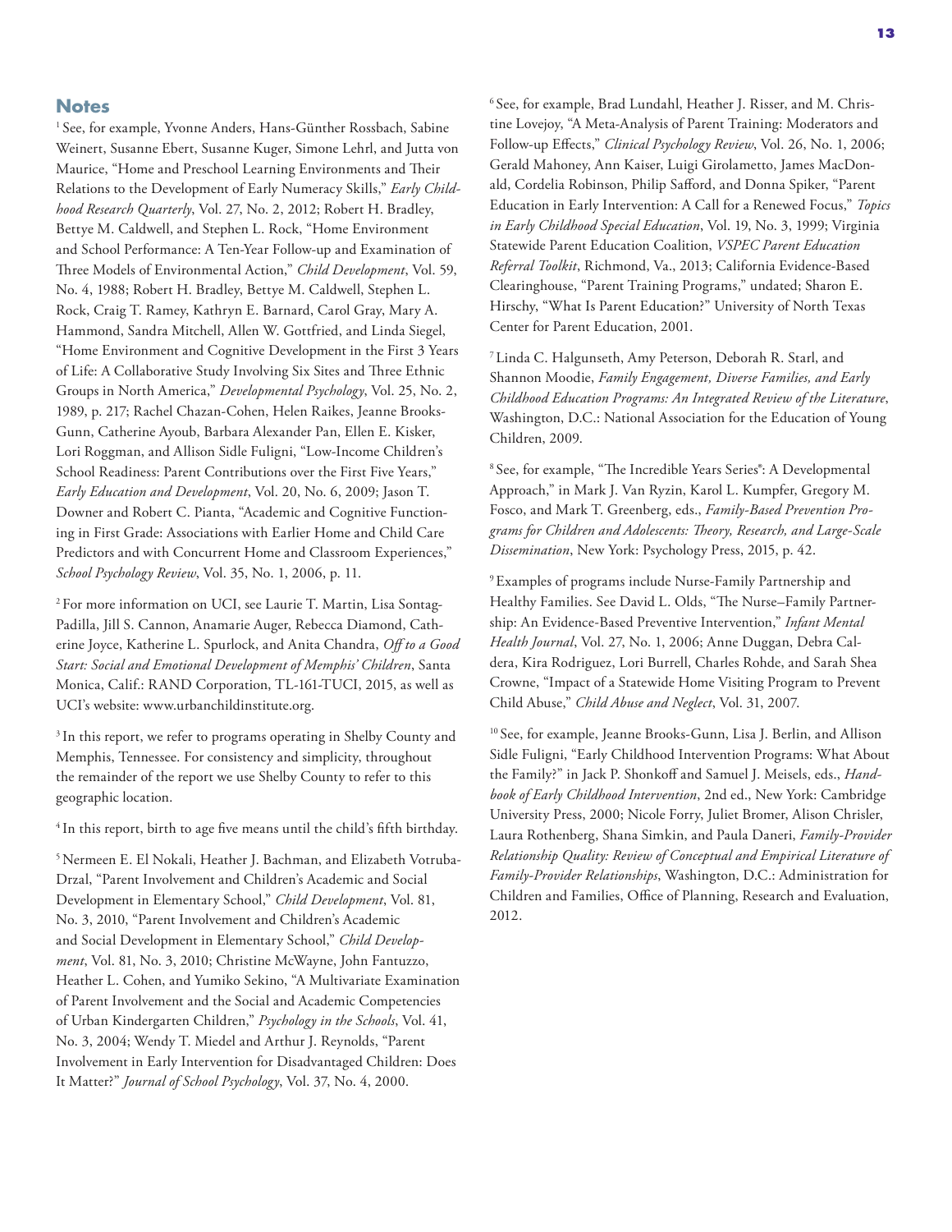## Notes

[1] See, for example, Yvonne Anders, Hans-Günther Rossbach, Sabine Weinert, Susanne Ebert, Susanne Kuger, Simone Lehrl, and Jutta von Maurice, "Home and Preschool Learning Environments and Their Relations to the Development of Early Numeracy Skills," *Early Childhood Research Quarterly*, Vol. 27, No. 2, 2012; Robert H. Bradley, Bettye M. Caldwell, and Stephen L. Rock, "Home Environment and School Performance: A Ten-Year Follow-up and Examination of Three Models of Environmental Action," *Child Development*, Vol. 59, No. 4, 1988; Robert H. Bradley, Bettye M. Caldwell, Stephen L. Rock, Craig T. Ramey, Kathryn E. Barnard, Carol Gray, Mary A. Hammond, Sandra Mitchell, Allen W. Gottfried, and Linda Siegel, "Home Environment and Cognitive Development in the First 3 Years of Life: A Collaborative Study Involving Six Sites and Three Ethnic Groups in North America," *Developmental Psychology*, Vol. 25, No. 2, 1989, p. 217; Rachel Chazan-Cohen, Helen Raikes, Jeanne Brooks-Gunn, Catherine Ayoub, Barbara Alexander Pan, Ellen E. Kisker, Lori Roggman, and Allison Sidle Fuligni, "Low-Income Children's School Readiness: Parent Contributions over the First Five Years," *Early Education and Development*, Vol. 20, No. 6, 2009; Jason T. Downer and Robert C. Pianta, "Academic and Cognitive Functioning in First Grade: Associations with Earlier Home and Child Care Predictors and with Concurrent Home and Classroom Experiences," *School Psychology Review*, Vol. 35, No. 1, 2006, p. 11.

[2] For more information on UCI, see Laurie T. Martin, Lisa Sontag-Padilla, Jill S. Cannon, Anamarie Auger, Rebecca Diamond, Catherine Joyce, Katherine L. Spurlock, and Anita Chandra, *Off to a Good Start: Social and Emotional Development of Memphis' Children*, Santa Monica, Calif.: RAND Corporation, TL-161-TUCI, 2015, as well as UCI's website: www.urbanchildinstitute.org.

[3] In this report, we refer to programs operating in Shelby County and Memphis, Tennessee. For consistency and simplicity, throughout the remainder of the report we use Shelby County to refer to this geographic location.

[4] In this report, birth to age five means until the child's fifth birthday.

[5] Nermeen E. El Nokali, Heather J. Bachman, and Elizabeth Votruba-Drzal, "Parent Involvement and Children's Academic and Social Development in Elementary School," *Child Development*, Vol. 81, No. 3, 2010, "Parent Involvement and Children's Academic and Social Development in Elementary School," *Child Development*, Vol. 81, No. 3, 2010; Christine McWayne, John Fantuzzo, Heather L. Cohen, and Yumiko Sekino, "A Multivariate Examination of Parent Involvement and the Social and Academic Competencies of Urban Kindergarten Children," *Psychology in the Schools*, Vol. 41, No. 3, 2004; Wendy T. Miedel and Arthur J. Reynolds, "Parent Involvement in Early Intervention for Disadvantaged Children: Does It Matter?" *Journal of School Psychology*, Vol. 37, No. 4, 2000.

[6] See, for example, Brad Lundahl, Heather J. Risser, and M. Christine Lovejoy, "A Meta-Analysis of Parent Training: Moderators and Follow-up Effects," *Clinical Psychology Review*, Vol. 26, No. 1, 2006; Gerald Mahoney, Ann Kaiser, Luigi Girolametto, James MacDonald, Cordelia Robinson, Philip Safford, and Donna Spiker, "Parent Education in Early Intervention: A Call for a Renewed Focus," *Topics in Early Childhood Special Education*, Vol. 19, No. 3, 1999; Virginia Statewide Parent Education Coalition, *VSPEC Parent Education Referral Toolkit*, Richmond, Va., 2013; California Evidence-Based Clearinghouse, "Parent Training Programs," undated; Sharon E. Hirschy, "What Is Parent Education?" University of North Texas Center for Parent Education, 2001.

[7] Linda C. Halgunseth, Amy Peterson, Deborah R. Starl, and Shannon Moodie, *Family Engagement, Diverse Families, and Early Childhood Education Programs: An Integrated Review of the Literature*, Washington, D.C.: National Association for the Education of Young Children, 2009.

[8] See, for example, "The Incredible Years Series®: A Developmental Approach," in Mark J. Van Ryzin, Karol L. Kumpfer, Gregory M. Fosco, and Mark T. Greenberg, eds., *Family-Based Prevention Programs for Children and Adolescents: Theory, Research, and Large-Scale Dissemination*, New York: Psychology Press, 2015, p. 42.

[9] Examples of programs include Nurse-Family Partnership and Healthy Families. See David L. Olds, "The Nurse–Family Partnership: An Evidence-Based Preventive Intervention," *Infant Mental Health Journal*, Vol. 27, No. 1, 2006; Anne Duggan, Debra Caldera, Kira Rodriguez, Lori Burrell, Charles Rohde, and Sarah Shea Crowne, "Impact of a Statewide Home Visiting Program to Prevent Child Abuse," *Child Abuse and Neglect*, Vol. 31, 2007.

[10] See, for example, Jeanne Brooks-Gunn, Lisa J. Berlin, and Allison Sidle Fuligni, "Early Childhood Intervention Programs: What About the Family?" in Jack P. Shonkoff and Samuel J. Meisels, eds., *Handbook of Early Childhood Intervention*, 2nd ed., New York: Cambridge University Press, 2000; Nicole Forry, Juliet Bromer, Alison Chrisler, Laura Rothenberg, Shana Simkin, and Paula Daneri, *Family-Provider Relationship Quality: Review of Conceptual and Empirical Literature of Family-Provider Relationships*, Washington, D.C.: Administration for Children and Families, Office of Planning, Research and Evaluation, 2012.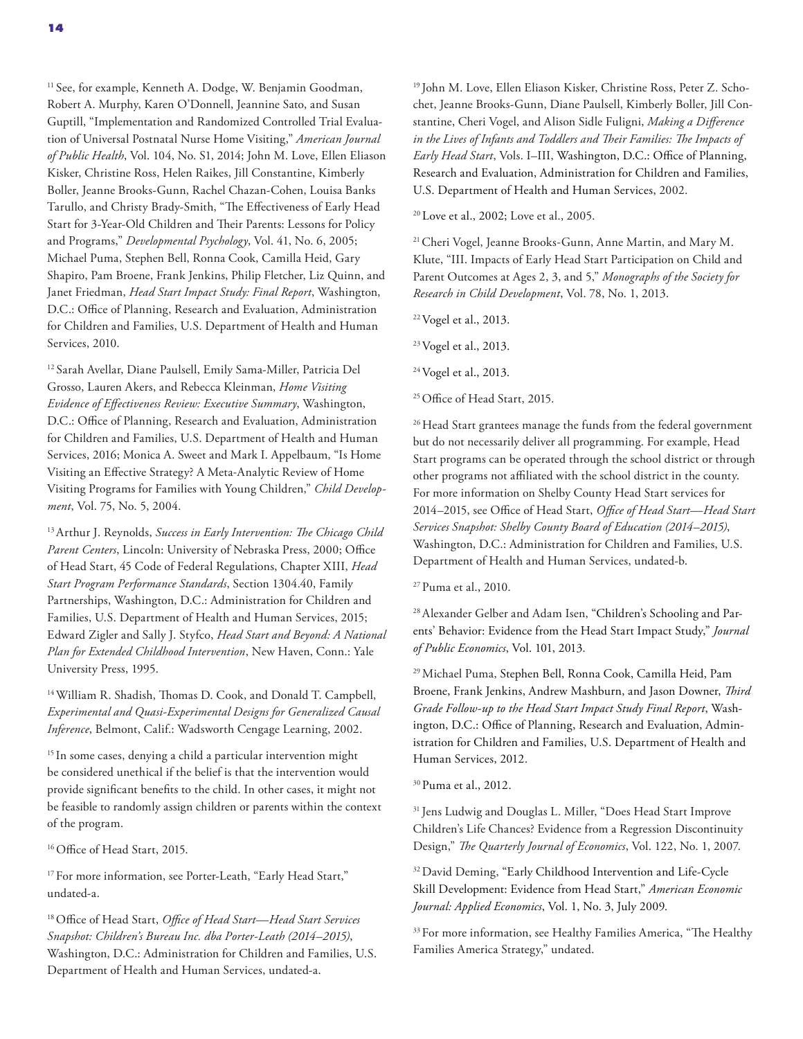[11] See, for example, Kenneth A. Dodge, W. Benjamin Goodman, Robert A. Murphy, Karen O'Donnell, Jeannine Sato, and Susan Guptill, "Implementation and Randomized Controlled Trial Evaluation of Universal Postnatal Nurse Home Visiting," *American Journal of Public Health*, Vol. 104, No. S1, 2014; John M. Love, Ellen Eliason Kisker, Christine Ross, Helen Raikes, Jill Constantine, Kimberly Boller, Jeanne Brooks-Gunn, Rachel Chazan-Cohen, Louisa Banks Tarullo, and Christy Brady-Smith, "The Effectiveness of Early Head Start for 3-Year-Old Children and Their Parents: Lessons for Policy and Programs," *Developmental Psychology*, Vol. 41, No. 6, 2005; Michael Puma, Stephen Bell, Ronna Cook, Camilla Heid, Gary Shapiro, Pam Broene, Frank Jenkins, Philip Fletcher, Liz Quinn, and Janet Friedman, *Head Start Impact Study: Final Report*, Washington, D.C.: Office of Planning, Research and Evaluation, Administration for Children and Families, U.S. Department of Health and Human Services, 2010.

[12] Sarah Avellar, Diane Paulsell, Emily Sama-Miller, Patricia Del Grosso, Lauren Akers, and Rebecca Kleinman, *Home Visiting Evidence of Effectiveness Review: Executive Summary*, Washington, D.C.: Office of Planning, Research and Evaluation, Administration for Children and Families, U.S. Department of Health and Human Services, 2016; Monica A. Sweet and Mark I. Appelbaum, "Is Home Visiting an Effective Strategy? A Meta-Analytic Review of Home Visiting Programs for Families with Young Children," *Child Development*, Vol. 75, No. 5, 2004.

[13] Arthur J. Reynolds, *Success in Early Intervention: The Chicago Child Parent Centers*, Lincoln: University of Nebraska Press, 2000; Office of Head Start, 45 Code of Federal Regulations, Chapter XIII, *Head Start Program Performance Standards*, Section 1304.40, Family Partnerships, Washington, D.C.: Administration for Children and Families, U.S. Department of Health and Human Services, 2015; Edward Zigler and Sally J. Styfco, *Head Start and Beyond: A National Plan for Extended Childhood Intervention*, New Haven, Conn.: Yale University Press, 1995.

[14] William R. Shadish, Thomas D. Cook, and Donald T. Campbell, *Experimental and Quasi-Experimental Designs for Generalized Causal Inference*, Belmont, Calif.: Wadsworth Cengage Learning, 2002.

[15] In some cases, denying a child a particular intervention might be considered unethical if the belief is that the intervention would provide significant benefits to the child. In other cases, it might not be feasible to randomly assign children or parents within the context of the program.

[16] Office of Head Start, 2015.

[17] For more information, see Porter-Leath, "Early Head Start," undated-a.

[18] Office of Head Start, *Office of Head Start—Head Start Services Snapshot: Children's Bureau Inc. dba Porter-Leath (2014–2015)*, Washington, D.C.: Administration for Children and Families, U.S. Department of Health and Human Services, undated-a.

[19] John M. Love, Ellen Eliason Kisker, Christine Ross, Peter Z. Schochet, Jeanne Brooks-Gunn, Diane Paulsell, Kimberly Boller, Jill Constantine, Cheri Vogel, and Alison Sidle Fuligni, *Making a Difference in the Lives of Infants and Toddlers and Their Families: The Impacts of Early Head Start*, Vols. I–III, Washington, D.C.: Office of Planning, Research and Evaluation, Administration for Children and Families, U.S. Department of Health and Human Services, 2002.

[20] Love et al., 2002; Love et al., 2005.

[21] Cheri Vogel, Jeanne Brooks-Gunn, Anne Martin, and Mary M. Klute, "III. Impacts of Early Head Start Participation on Child and Parent Outcomes at Ages 2, 3, and 5," *Monographs of the Society for Research in Child Development*, Vol. 78, No. 1, 2013.

[22] Vogel et al., 2013.

[23] Vogel et al., 2013.

[24] Vogel et al., 2013.

[25] Office of Head Start, 2015.

[26] Head Start grantees manage the funds from the federal government but do not necessarily deliver all programming. For example, Head Start programs can be operated through the school district or through other programs not affiliated with the school district in the county. For more information on Shelby County Head Start services for 2014–2015, see Office of Head Start, *Office of Head Start—Head Start Services Snapshot: Shelby County Board of Education (2014–2015)*, Washington, D.C.: Administration for Children and Families, U.S. Department of Health and Human Services, undated-b.

[27] Puma et al., 2010.

[28] Alexander Gelber and Adam Isen, "Children's Schooling and Parents' Behavior: Evidence from the Head Start Impact Study," *Journal of Public Economics*, Vol. 101, 2013.

[29] Michael Puma, Stephen Bell, Ronna Cook, Camilla Heid, Pam Broene, Frank Jenkins, Andrew Mashburn, and Jason Downer, *Third Grade Follow-up to the Head Start Impact Study Final Report*, Washington, D.C.: Office of Planning, Research and Evaluation, Administration for Children and Families, U.S. Department of Health and Human Services, 2012.

[30] Puma et al., 2012.

[31] Jens Ludwig and Douglas L. Miller, "Does Head Start Improve Children's Life Chances? Evidence from a Regression Discontinuity Design," *The Quarterly Journal of Economics*, Vol. 122, No. 1, 2007.

[32] David Deming, "Early Childhood Intervention and Life-Cycle Skill Development: Evidence from Head Start," *American Economic Journal: Applied Economics*, Vol. 1, No. 3, July 2009.

[33] For more information, see Healthy Families America, "The Healthy Families America Strategy," undated.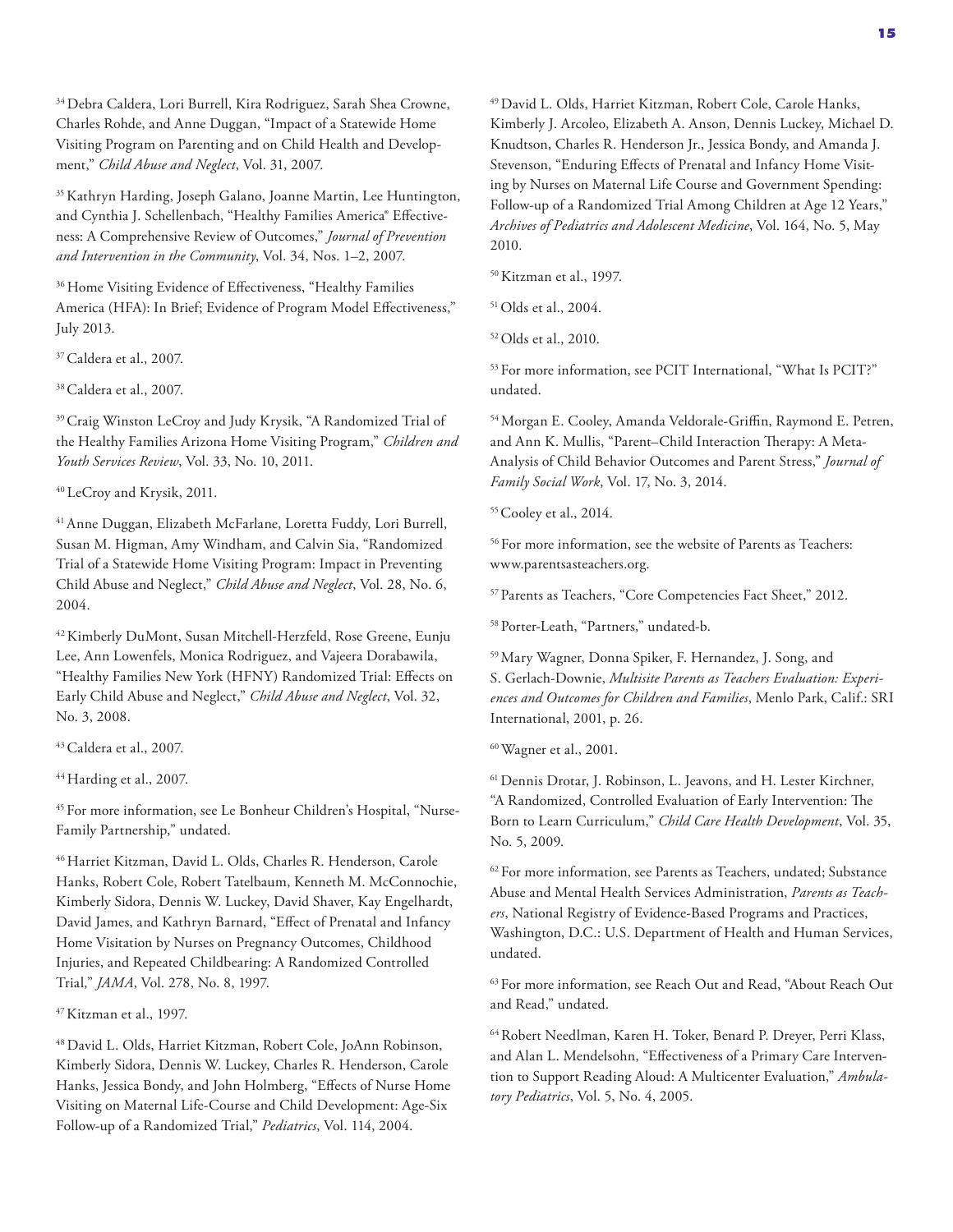[34] Debra Caldera, Lori Burrell, Kira Rodriguez, Sarah Shea Crowne, Charles Rohde, and Anne Duggan, "Impact of a Statewide Home Visiting Program on Parenting and on Child Health and Development," *Child Abuse and Neglect*, Vol. 31, 2007.

[35] Kathryn Harding, Joseph Galano, Joanne Martin, Lee Huntington, and Cynthia J. Schellenbach, "Healthy Families America® Effectiveness: A Comprehensive Review of Outcomes," *Journal of Prevention and Intervention in the Community*, Vol. 34, Nos. 1–2, 2007.

[36] Home Visiting Evidence of Effectiveness, "Healthy Families America (HFA): In Brief; Evidence of Program Model Effectiveness," July 2013.

[37] Caldera et al., 2007.

[38] Caldera et al., 2007.

[39] Craig Winston LeCroy and Judy Krysik, "A Randomized Trial of the Healthy Families Arizona Home Visiting Program," *Children and Youth Services Review*, Vol. 33, No. 10, 2011.

[40] LeCroy and Krysik, 2011.

[41] Anne Duggan, Elizabeth McFarlane, Loretta Fuddy, Lori Burrell, Susan M. Higman, Amy Windham, and Calvin Sia, "Randomized Trial of a Statewide Home Visiting Program: Impact in Preventing Child Abuse and Neglect," *Child Abuse and Neglect*, Vol. 28, No. 6, 2004.

[42] Kimberly DuMont, Susan Mitchell-Herzfeld, Rose Greene, Eunju Lee, Ann Lowenfels, Monica Rodriguez, and Vajeera Dorabawila, "Healthy Families New York (HFNY) Randomized Trial: Effects on Early Child Abuse and Neglect," *Child Abuse and Neglect*, Vol. 32, No. 3, 2008.

[43] Caldera et al., 2007.

[44] Harding et al., 2007.

[45] For more information, see Le Bonheur Children's Hospital, "Nurse-Family Partnership," undated.

[46] Harriet Kitzman, David L. Olds, Charles R. Henderson, Carole Hanks, Robert Cole, Robert Tatelbaum, Kenneth M. McConnochie, Kimberly Sidora, Dennis W. Luckey, David Shaver, Kay Engelhardt, David James, and Kathryn Barnard, "Effect of Prenatal and Infancy Home Visitation by Nurses on Pregnancy Outcomes, Childhood Injuries, and Repeated Childbearing: A Randomized Controlled Trial," *JAMA*, Vol. 278, No. 8, 1997.

[47] Kitzman et al., 1997.

[48] David L. Olds, Harriet Kitzman, Robert Cole, JoAnn Robinson, Kimberly Sidora, Dennis W. Luckey, Charles R. Henderson, Carole Hanks, Jessica Bondy, and John Holmberg, "Effects of Nurse Home Visiting on Maternal Life-Course and Child Development: Age-Six Follow-up of a Randomized Trial," *Pediatrics*, Vol. 114, 2004.

[49] David L. Olds, Harriet Kitzman, Robert Cole, Carole Hanks, Kimberly J. Arcoleo, Elizabeth A. Anson, Dennis Luckey, Michael D. Knudtson, Charles R. Henderson Jr., Jessica Bondy, and Amanda J. Stevenson, "Enduring Effects of Prenatal and Infancy Home Visiting by Nurses on Maternal Life Course and Government Spending: Follow-up of a Randomized Trial Among Children at Age 12 Years," *Archives of Pediatrics and Adolescent Medicine*, Vol. 164, No. 5, May 2010.

[50] Kitzman et al., 1997.

[51] Olds et al., 2004.

[52] Olds et al., 2010.

[53] For more information, see PCIT International, "What Is PCIT?" undated.

[54] Morgan E. Cooley, Amanda Veldorale-Griffin, Raymond E. Petren, and Ann K. Mullis, "Parent–Child Interaction Therapy: A Meta-Analysis of Child Behavior Outcomes and Parent Stress," *Journal of Family Social Work*, Vol. 17, No. 3, 2014.

[55] Cooley et al., 2014.

[56] For more information, see the website of Parents as Teachers: www.parentsasteachers.org.

[57] Parents as Teachers, "Core Competencies Fact Sheet," 2012.

[58] Porter-Leath, "Partners," undated-b.

[59] Mary Wagner, Donna Spiker, F. Hernandez, J. Song, and S. Gerlach-Downie, *Multisite Parents as Teachers Evaluation: Experiences and Outcomes for Children and Families*, Menlo Park, Calif.: SRI International, 2001, p. 26.

[60] Wagner et al., 2001.

[61] Dennis Drotar, J. Robinson, L. Jeavons, and H. Lester Kirchner, "A Randomized, Controlled Evaluation of Early Intervention: The Born to Learn Curriculum," *Child Care Health Development*, Vol. 35, No. 5, 2009.

[62] For more information, see Parents as Teachers, undated; Substance Abuse and Mental Health Services Administration, *Parents as Teachers*, National Registry of Evidence-Based Programs and Practices, Washington, D.C.: U.S. Department of Health and Human Services, undated.

[63] For more information, see Reach Out and Read, "About Reach Out and Read," undated.

[64] Robert Needlman, Karen H. Toker, Benard P. Dreyer, Perri Klass, and Alan L. Mendelsohn, "Effectiveness of a Primary Care Intervention to Support Reading Aloud: A Multicenter Evaluation," *Ambulatory Pediatrics*, Vol. 5, No. 4, 2005.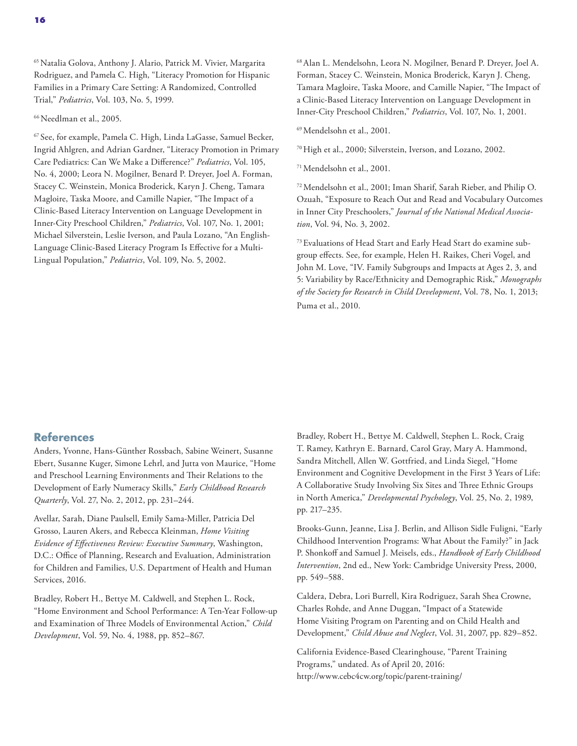[65] Natalia Golova, Anthony J. Alario, Patrick M. Vivier, Margarita Rodriguez, and Pamela C. High, "Literacy Promotion for Hispanic Families in a Primary Care Setting: A Randomized, Controlled Trial," *Pediatrics*, Vol. 103, No. 5, 1999.

[66] Needlman et al., 2005.

[67] See, for example, Pamela C. High, Linda LaGasse, Samuel Becker, Ingrid Ahlgren, and Adrian Gardner, "Literacy Promotion in Primary Care Pediatrics: Can We Make a Difference?" *Pediatrics*, Vol. 105, No. 4, 2000; Leora N. Mogilner, Benard P. Dreyer, Joel A. Forman, Stacey C. Weinstein, Monica Broderick, Karyn J. Cheng, Tamara Magloire, Taska Moore, and Camille Napier, "The Impact of a Clinic-Based Literacy Intervention on Language Development in Inner-City Preschool Children," *Pediatrics*, Vol. 107, No. 1, 2001; Michael Silverstein, Leslie Iverson, and Paula Lozano, "An English-Language Clinic-Based Literacy Program Is Effective for a Multi-Lingual Population," *Pediatrics*, Vol. 109, No. 5, 2002.

[68] Alan L. Mendelsohn, Leora N. Mogilner, Benard P. Dreyer, Joel A. Forman, Stacey C. Weinstein, Monica Broderick, Karyn J. Cheng, Tamara Magloire, Taska Moore, and Camille Napier, "The Impact of a Clinic-Based Literacy Intervention on Language Development in Inner-City Preschool Children," *Pediatrics*, Vol. 107, No. 1, 2001.

[69] Mendelsohn et al., 2001.

[70] High et al., 2000; Silverstein, Iverson, and Lozano, 2002.

[71] Mendelsohn et al., 2001.

[72] Mendelsohn et al., 2001; Iman Sharif, Sarah Rieber, and Philip O. Ozuah, "Exposure to Reach Out and Read and Vocabulary Outcomes in Inner City Preschoolers," *Journal of the National Medical Association*, Vol. 94, No. 3, 2002.

[73] Evaluations of Head Start and Early Head Start do examine subgroup effects. See, for example, Helen H. Raikes, Cheri Vogel, and John M. Love, "IV. Family Subgroups and Impacts at Ages 2, 3, and 5: Variability by Race/Ethnicity and Demographic Risk," *Monographs of the Society for Research in Child Development*, Vol. 78, No. 1, 2013; Puma et al., 2010.

## References

Anders, Yvonne, Hans-Günther Rossbach, Sabine Weinert, Susanne Ebert, Susanne Kuger, Simone Lehrl, and Jutta von Maurice, "Home and Preschool Learning Environments and Their Relations to the Development of Early Numeracy Skills," *Early Childhood Research Quarterly*, Vol. 27, No. 2, 2012, pp. 231–244.

Avellar, Sarah, Diane Paulsell, Emily Sama-Miller, Patricia Del Grosso, Lauren Akers, and Rebecca Kleinman, *Home Visiting Evidence of Effectiveness Review: Executive Summary*, Washington, D.C.: Office of Planning, Research and Evaluation, Administration for Children and Families, U.S. Department of Health and Human Services, 2016.

Bradley, Robert H., Bettye M. Caldwell, and Stephen L. Rock, "Home Environment and School Performance: A Ten-Year Follow-up and Examination of Three Models of Environmental Action," *Child Development*, Vol. 59, No. 4, 1988, pp. 852–867.

Bradley, Robert H., Bettye M. Caldwell, Stephen L. Rock, Craig T. Ramey, Kathryn E. Barnard, Carol Gray, Mary A. Hammond, Sandra Mitchell, Allen W. Gottfried, and Linda Siegel, "Home Environment and Cognitive Development in the First 3 Years of Life: A Collaborative Study Involving Six Sites and Three Ethnic Groups in North America," *Developmental Psychology*, Vol. 25, No. 2, 1989, pp. 217–235.

Brooks-Gunn, Jeanne, Lisa J. Berlin, and Allison Sidle Fuligni, "Early Childhood Intervention Programs: What About the Family?" in Jack P. Shonkoff and Samuel J. Meisels, eds., *Handbook of Early Childhood Intervention*, 2nd ed., New York: Cambridge University Press, 2000, pp. 549–588.

Caldera, Debra, Lori Burrell, Kira Rodriguez, Sarah Shea Crowne, Charles Rohde, and Anne Duggan, "Impact of a Statewide Home Visiting Program on Parenting and on Child Health and Development," *Child Abuse and Neglect*, Vol. 31, 2007, pp. 829–852.

California Evidence-Based Clearinghouse, "Parent Training Programs," undated. As of April 20, 2016: http://www.cebc4cw.org/topic/parent-training/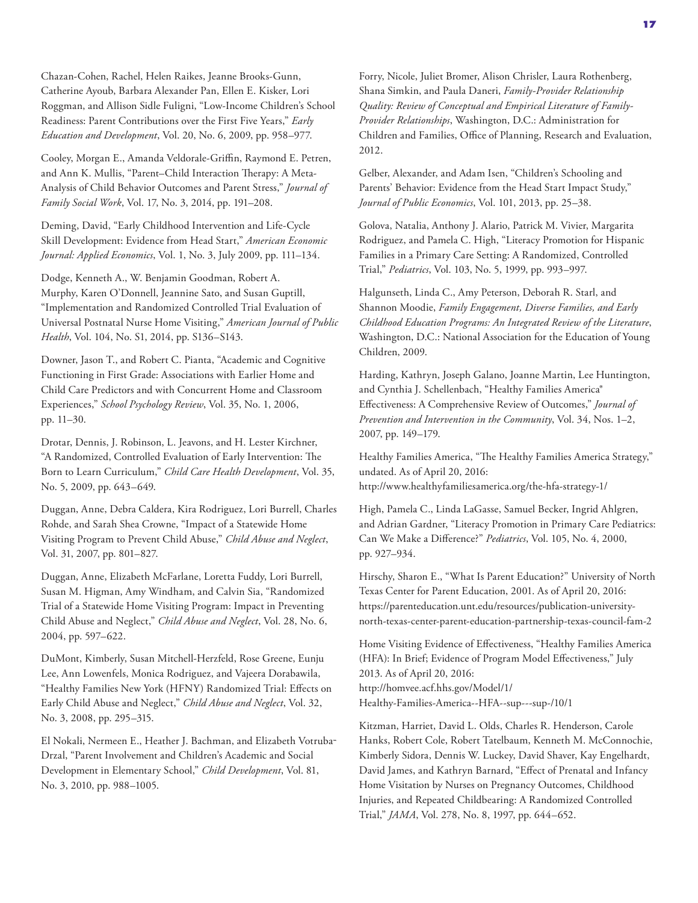Chazan-Cohen, Rachel, Helen Raikes, Jeanne Brooks-Gunn, Catherine Ayoub, Barbara Alexander Pan, Ellen E. Kisker, Lori Roggman, and Allison Sidle Fuligni, "Low-Income Children's School Readiness: Parent Contributions over the First Five Years," *Early Education and Development*, Vol. 20, No. 6, 2009, pp. 958–977.

Cooley, Morgan E., Amanda Veldorale-Griffin, Raymond E. Petren, and Ann K. Mullis, "Parent–Child Interaction Therapy: A Meta-Analysis of Child Behavior Outcomes and Parent Stress," *Journal of Family Social Work*, Vol. 17, No. 3, 2014, pp. 191–208.

Deming, David, "Early Childhood Intervention and Life-Cycle Skill Development: Evidence from Head Start," *American Economic Journal: Applied Economics*, Vol. 1, No. 3, July 2009, pp. 111–134.

Dodge, Kenneth A., W. Benjamin Goodman, Robert A. Murphy, Karen O'Donnell, Jeannine Sato, and Susan Guptill, "Implementation and Randomized Controlled Trial Evaluation of Universal Postnatal Nurse Home Visiting," *American Journal of Public Health*, Vol. 104, No. S1, 2014, pp. S136–S143.

Downer, Jason T., and Robert C. Pianta, "Academic and Cognitive Functioning in First Grade: Associations with Earlier Home and Child Care Predictors and with Concurrent Home and Classroom Experiences," *School Psychology Review*, Vol. 35, No. 1, 2006, pp. 11–30.

Drotar, Dennis, J. Robinson, L. Jeavons, and H. Lester Kirchner, "A Randomized, Controlled Evaluation of Early Intervention: The Born to Learn Curriculum," *Child Care Health Development*, Vol. 35, No. 5, 2009, pp. 643–649.

Duggan, Anne, Debra Caldera, Kira Rodriguez, Lori Burrell, Charles Rohde, and Sarah Shea Crowne, "Impact of a Statewide Home Visiting Program to Prevent Child Abuse," *Child Abuse and Neglect*, Vol. 31, 2007, pp. 801–827.

Duggan, Anne, Elizabeth McFarlane, Loretta Fuddy, Lori Burrell, Susan M. Higman, Amy Windham, and Calvin Sia, "Randomized Trial of a Statewide Home Visiting Program: Impact in Preventing Child Abuse and Neglect," *Child Abuse and Neglect*, Vol. 28, No. 6, 2004, pp. 597–622.

DuMont, Kimberly, Susan Mitchell-Herzfeld, Rose Greene, Eunju Lee, Ann Lowenfels, Monica Rodriguez, and Vajeera Dorabawila, "Healthy Families New York (HFNY) Randomized Trial: Effects on Early Child Abuse and Neglect," *Child Abuse and Neglect*, Vol. 32, No. 3, 2008, pp. 295–315.

El Nokali, Nermeen E., Heather J. Bachman, and Elizabeth Votruba-Drzal, "Parent Involvement and Children's Academic and Social Development in Elementary School," *Child Development*, Vol. 81, No. 3, 2010, pp. 988–1005.

Forry, Nicole, Juliet Bromer, Alison Chrisler, Laura Rothenberg, Shana Simkin, and Paula Daneri, *Family-Provider Relationship Quality: Review of Conceptual and Empirical Literature of Family-Provider Relationships*, Washington, D.C.: Administration for Children and Families, Office of Planning, Research and Evaluation, 2012.

Gelber, Alexander, and Adam Isen, "Children's Schooling and Parents' Behavior: Evidence from the Head Start Impact Study," *Journal of Public Economics*, Vol. 101, 2013, pp. 25–38.

Golova, Natalia, Anthony J. Alario, Patrick M. Vivier, Margarita Rodriguez, and Pamela C. High, "Literacy Promotion for Hispanic Families in a Primary Care Setting: A Randomized, Controlled Trial," *Pediatrics*, Vol. 103, No. 5, 1999, pp. 993–997.

Halgunseth, Linda C., Amy Peterson, Deborah R. Starl, and Shannon Moodie, *Family Engagement, Diverse Families, and Early Childhood Education Programs: An Integrated Review of the Literature*, Washington, D.C.: National Association for the Education of Young Children, 2009.

Harding, Kathryn, Joseph Galano, Joanne Martin, Lee Huntington, and Cynthia J. Schellenbach, "Healthy Families America® Effectiveness: A Comprehensive Review of Outcomes," *Journal of Prevention and Intervention in the Community*, Vol. 34, Nos. 1–2, 2007, pp. 149–179.

Healthy Families America, "The Healthy Families America Strategy," undated. As of April 20, 2016:
http://www.healthyfamiliesamerica.org/the-hfa-strategy-1/

High, Pamela C., Linda LaGasse, Samuel Becker, Ingrid Ahlgren, and Adrian Gardner, "Literacy Promotion in Primary Care Pediatrics: Can We Make a Difference?" *Pediatrics*, Vol. 105, No. 4, 2000, pp. 927–934.

Hirschy, Sharon E., "What Is Parent Education?" University of North Texas Center for Parent Education, 2001. As of April 20, 2016:
https://parenteducation.unt.edu/resources/publication-university-north-texas-center-parent-education-partnership-texas-council-fam-2

Home Visiting Evidence of Effectiveness, "Healthy Families America (HFA): In Brief; Evidence of Program Model Effectiveness," July 2013. As of April 20, 2016:
http://homvee.acf.hhs.gov/Model/1/Healthy-Families-America--HFA--sup---sup-/10/1

Kitzman, Harriet, David L. Olds, Charles R. Henderson, Carole Hanks, Robert Cole, Robert Tatelbaum, Kenneth M. McConnochie, Kimberly Sidora, Dennis W. Luckey, David Shaver, Kay Engelhardt, David James, and Kathryn Barnard, "Effect of Prenatal and Infancy Home Visitation by Nurses on Pregnancy Outcomes, Childhood Injuries, and Repeated Childbearing: A Randomized Controlled Trial," *JAMA*, Vol. 278, No. 8, 1997, pp. 644–652.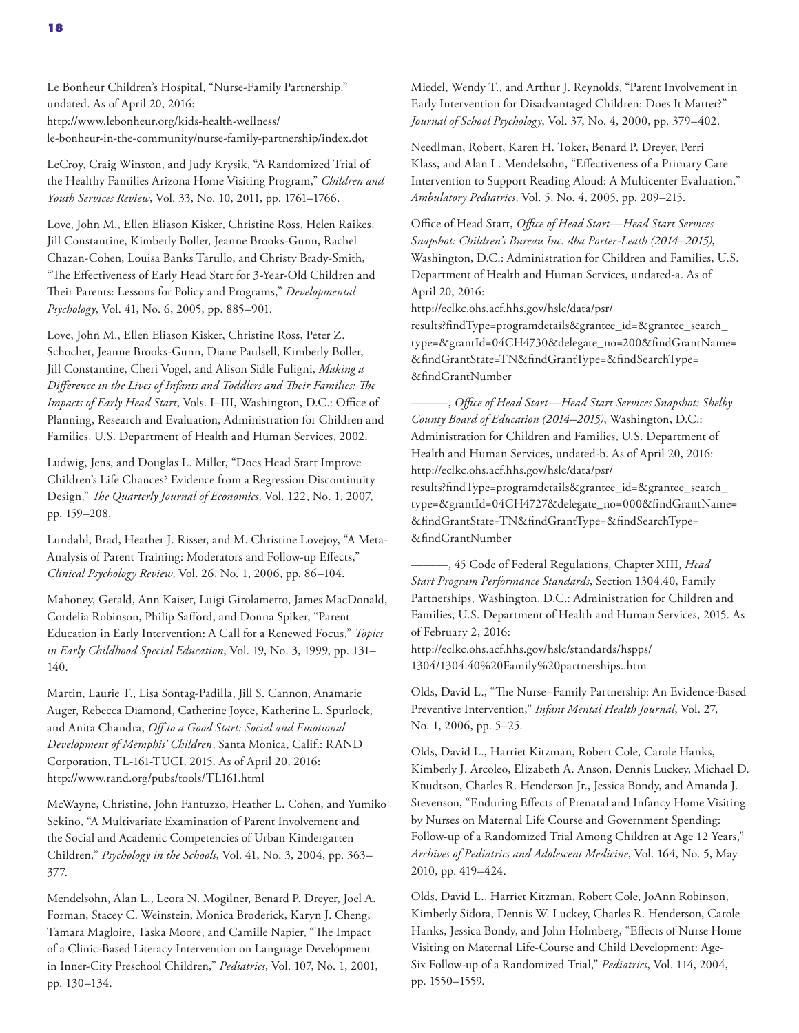Le Bonheur Children's Hospital, "Nurse-Family Partnership," undated. As of April 20, 2016: http://www.lebonheur.org/kids-health-wellness/le-bonheur-in-the-community/nurse-family-partnership/index.dot

LeCroy, Craig Winston, and Judy Krysik, "A Randomized Trial of the Healthy Families Arizona Home Visiting Program," *Children and Youth Services Review*, Vol. 33, No. 10, 2011, pp. 1761–1766.

Love, John M., Ellen Eliason Kisker, Christine Ross, Helen Raikes, Jill Constantine, Kimberly Boller, Jeanne Brooks-Gunn, Rachel Chazan-Cohen, Louisa Banks Tarullo, and Christy Brady-Smith, "The Effectiveness of Early Head Start for 3-Year-Old Children and Their Parents: Lessons for Policy and Programs," *Developmental Psychology*, Vol. 41, No. 6, 2005, pp. 885–901.

Love, John M., Ellen Eliason Kisker, Christine Ross, Peter Z. Schochet, Jeanne Brooks-Gunn, Diane Paulsell, Kimberly Boller, Jill Constantine, Cheri Vogel, and Alison Sidle Fuligni, *Making a Difference in the Lives of Infants and Toddlers and Their Families: The Impacts of Early Head Start*, Vols. I–III, Washington, D.C.: Office of Planning, Research and Evaluation, Administration for Children and Families, U.S. Department of Health and Human Services, 2002.

Ludwig, Jens, and Douglas L. Miller, "Does Head Start Improve Children's Life Chances? Evidence from a Regression Discontinuity Design," *The Quarterly Journal of Economics*, Vol. 122, No. 1, 2007, pp. 159–208.

Lundahl, Brad, Heather J. Risser, and M. Christine Lovejoy, "A Meta-Analysis of Parent Training: Moderators and Follow-up Effects," *Clinical Psychology Review*, Vol. 26, No. 1, 2006, pp. 86–104.

Mahoney, Gerald, Ann Kaiser, Luigi Girolametto, James MacDonald, Cordelia Robinson, Philip Safford, and Donna Spiker, "Parent Education in Early Intervention: A Call for a Renewed Focus," *Topics in Early Childhood Special Education*, Vol. 19, No. 3, 1999, pp. 131–140.

Martin, Laurie T., Lisa Sontag-Padilla, Jill S. Cannon, Anamarie Auger, Rebecca Diamond, Catherine Joyce, Katherine L. Spurlock, and Anita Chandra, *Off to a Good Start: Social and Emotional Development of Memphis' Children*, Santa Monica, Calif.: RAND Corporation, TL-161-TUCI, 2015. As of April 20, 2016: http://www.rand.org/pubs/tools/TL161.html

McWayne, Christine, John Fantuzzo, Heather L. Cohen, and Yumiko Sekino, "A Multivariate Examination of Parent Involvement and the Social and Academic Competencies of Urban Kindergarten Children," *Psychology in the Schools*, Vol. 41, No. 3, 2004, pp. 363–377.

Mendelsohn, Alan L., Leora N. Mogilner, Benard P. Dreyer, Joel A. Forman, Stacey C. Weinstein, Monica Broderick, Karyn J. Cheng, Tamara Magloire, Taska Moore, and Camille Napier, "The Impact of a Clinic-Based Literacy Intervention on Language Development in Inner-City Preschool Children," *Pediatrics*, Vol. 107, No. 1, 2001, pp. 130–134.

Miedel, Wendy T., and Arthur J. Reynolds, "Parent Involvement in Early Intervention for Disadvantaged Children: Does It Matter?" *Journal of School Psychology*, Vol. 37, No. 4, 2000, pp. 379–402.

Needlman, Robert, Karen H. Toker, Benard P. Dreyer, Perri Klass, and Alan L. Mendelsohn, "Effectiveness of a Primary Care Intervention to Support Reading Aloud: A Multicenter Evaluation," *Ambulatory Pediatrics*, Vol. 5, No. 4, 2005, pp. 209–215.

Office of Head Start, *Office of Head Start—Head Start Services Snapshot: Children's Bureau Inc. dba Porter-Leath (2014–2015)*, Washington, D.C.: Administration for Children and Families, U.S. Department of Health and Human Services, undated-a. As of April 20, 2016: http://eclkc.ohs.acf.hhs.gov/hslc/data/psr/results?findType=programdetails&grantee_id=&grantee_search_type=&grantId=04CH4730&delegate_no=200&findGrantName=&findGrantState=TN&findGrantType=&findSearchType=&findGrantNumber

———, *Office of Head Start—Head Start Services Snapshot: Shelby County Board of Education (2014–2015)*, Washington, D.C.: Administration for Children and Families, U.S. Department of Health and Human Services, undated-b. As of April 20, 2016: http://eclkc.ohs.acf.hhs.gov/hslc/data/psr/results?findType=programdetails&grantee_id=&grantee_search_type=&grantId=04CH4727&delegate_no=000&findGrantName=&findGrantState=TN&findGrantType=&findSearchType=&findGrantNumber

———, 45 Code of Federal Regulations, Chapter XIII, *Head Start Program Performance Standards*, Section 1304.40, Family Partnerships, Washington, D.C.: Administration for Children and Families, U.S. Department of Health and Human Services, 2015. As of February 2, 2016: http://eclkc.ohs.acf.hhs.gov/hslc/standards/hspps/1304/1304.40%20Family%20partnerships..htm

Olds, David L., "The Nurse–Family Partnership: An Evidence-Based Preventive Intervention," *Infant Mental Health Journal*, Vol. 27, No. 1, 2006, pp. 5–25.

Olds, David L., Harriet Kitzman, Robert Cole, Carole Hanks, Kimberly J. Arcoleo, Elizabeth A. Anson, Dennis Luckey, Michael D. Knudtson, Charles R. Henderson Jr., Jessica Bondy, and Amanda J. Stevenson, "Enduring Effects of Prenatal and Infancy Home Visiting by Nurses on Maternal Life Course and Government Spending: Follow-up of a Randomized Trial Among Children at Age 12 Years," *Archives of Pediatrics and Adolescent Medicine*, Vol. 164, No. 5, May 2010, pp. 419–424.

Olds, David L., Harriet Kitzman, Robert Cole, JoAnn Robinson, Kimberly Sidora, Dennis W. Luckey, Charles R. Henderson, Carole Hanks, Jessica Bondy, and John Holmberg, "Effects of Nurse Home Visiting on Maternal Life-Course and Child Development: Age-Six Follow-up of a Randomized Trial," *Pediatrics*, Vol. 114, 2004, pp. 1550–1559.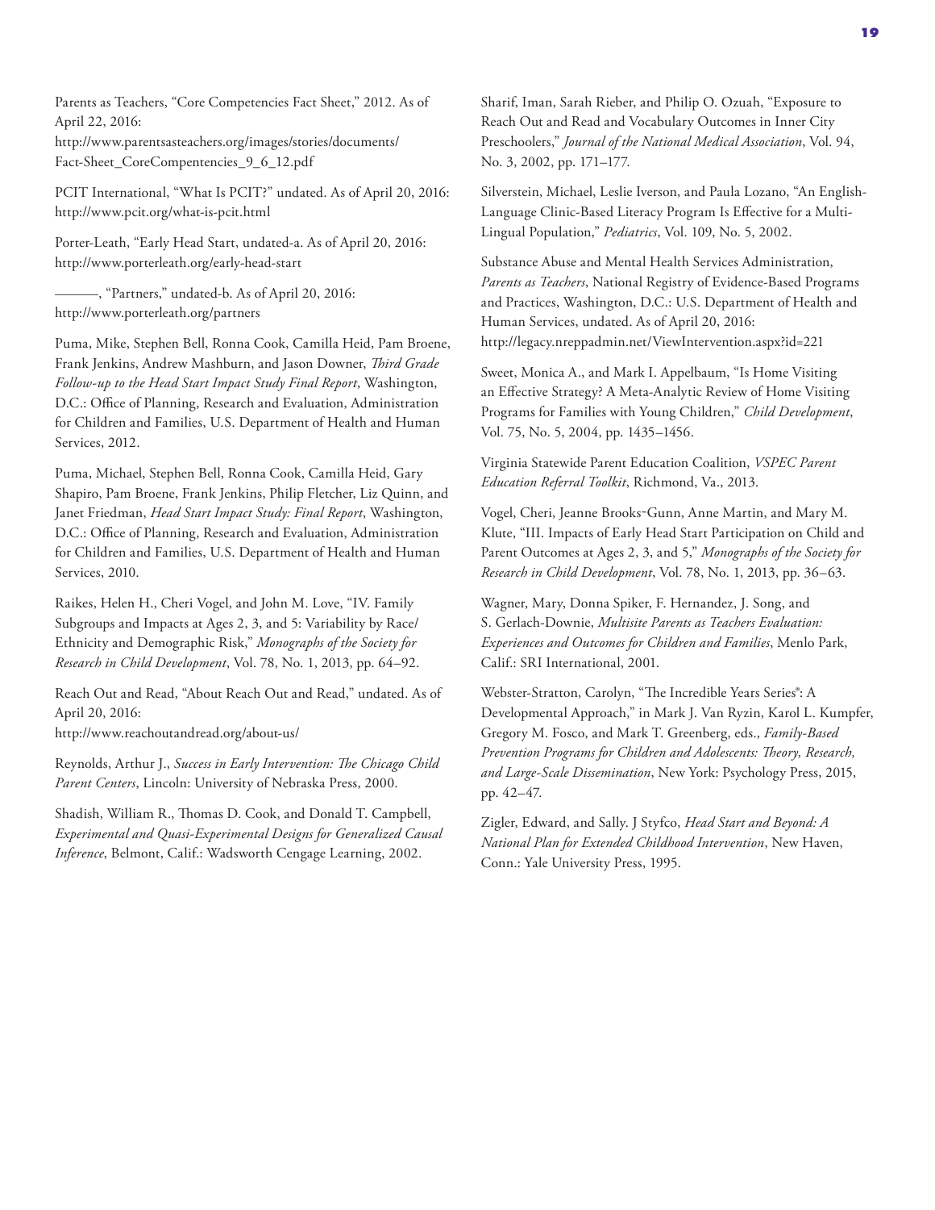Parents as Teachers, "Core Competencies Fact Sheet," 2012. As of April 22, 2016:
http://www.parentsasteachers.org/images/stories/documents/Fact-Sheet_CoreCompentencies_9_6_12.pdf

PCIT International, "What Is PCIT?" undated. As of April 20, 2016: http://www.pcit.org/what-is-pcit.html

Porter-Leath, "Early Head Start, undated-a. As of April 20, 2016: http://www.porterleath.org/early-head-start

———, "Partners," undated-b. As of April 20, 2016: http://www.porterleath.org/partners

Puma, Mike, Stephen Bell, Ronna Cook, Camilla Heid, Pam Broene, Frank Jenkins, Andrew Mashburn, and Jason Downer, *Third Grade Follow-up to the Head Start Impact Study Final Report*, Washington, D.C.: Office of Planning, Research and Evaluation, Administration for Children and Families, U.S. Department of Health and Human Services, 2012.

Puma, Michael, Stephen Bell, Ronna Cook, Camilla Heid, Gary Shapiro, Pam Broene, Frank Jenkins, Philip Fletcher, Liz Quinn, and Janet Friedman, *Head Start Impact Study: Final Report*, Washington, D.C.: Office of Planning, Research and Evaluation, Administration for Children and Families, U.S. Department of Health and Human Services, 2010.

Raikes, Helen H., Cheri Vogel, and John M. Love, "IV. Family Subgroups and Impacts at Ages 2, 3, and 5: Variability by Race/Ethnicity and Demographic Risk," *Monographs of the Society for Research in Child Development*, Vol. 78, No. 1, 2013, pp. 64–92.

Reach Out and Read, "About Reach Out and Read," undated. As of April 20, 2016:
http://www.reachoutandread.org/about-us/

Reynolds, Arthur J., *Success in Early Intervention: The Chicago Child Parent Centers*, Lincoln: University of Nebraska Press, 2000.

Shadish, William R., Thomas D. Cook, and Donald T. Campbell, *Experimental and Quasi-Experimental Designs for Generalized Causal Inference*, Belmont, Calif.: Wadsworth Cengage Learning, 2002.

Sharif, Iman, Sarah Rieber, and Philip O. Ozuah, "Exposure to Reach Out and Read and Vocabulary Outcomes in Inner City Preschoolers," *Journal of the National Medical Association*, Vol. 94, No. 3, 2002, pp. 171–177.

Silverstein, Michael, Leslie Iverson, and Paula Lozano, "An English-Language Clinic-Based Literacy Program Is Effective for a Multi-Lingual Population," *Pediatrics*, Vol. 109, No. 5, 2002.

Substance Abuse and Mental Health Services Administration, *Parents as Teachers*, National Registry of Evidence-Based Programs and Practices, Washington, D.C.: U.S. Department of Health and Human Services, undated. As of April 20, 2016:
http://legacy.nreppadmin.net/ViewIntervention.aspx?id=221

Sweet, Monica A., and Mark I. Appelbaum, "Is Home Visiting an Effective Strategy? A Meta-Analytic Review of Home Visiting Programs for Families with Young Children," *Child Development*, Vol. 75, No. 5, 2004, pp. 1435–1456.

Virginia Statewide Parent Education Coalition, *VSPEC Parent Education Referral Toolkit*, Richmond, Va., 2013.

Vogel, Cheri, Jeanne Brooks-Gunn, Anne Martin, and Mary M. Klute, "III. Impacts of Early Head Start Participation on Child and Parent Outcomes at Ages 2, 3, and 5," *Monographs of the Society for Research in Child Development*, Vol. 78, No. 1, 2013, pp. 36–63.

Wagner, Mary, Donna Spiker, F. Hernandez, J. Song, and S. Gerlach-Downie, *Multisite Parents as Teachers Evaluation: Experiences and Outcomes for Children and Families*, Menlo Park, Calif.: SRI International, 2001.

Webster-Stratton, Carolyn, "The Incredible Years Series®: A Developmental Approach," in Mark J. Van Ryzin, Karol L. Kumpfer, Gregory M. Fosco, and Mark T. Greenberg, eds., *Family-Based Prevention Programs for Children and Adolescents: Theory, Research, and Large-Scale Dissemination*, New York: Psychology Press, 2015, pp. 42–47.

Zigler, Edward, and Sally. J Styfco, *Head Start and Beyond: A National Plan for Extended Childhood Intervention*, New Haven, Conn.: Yale University Press, 1995.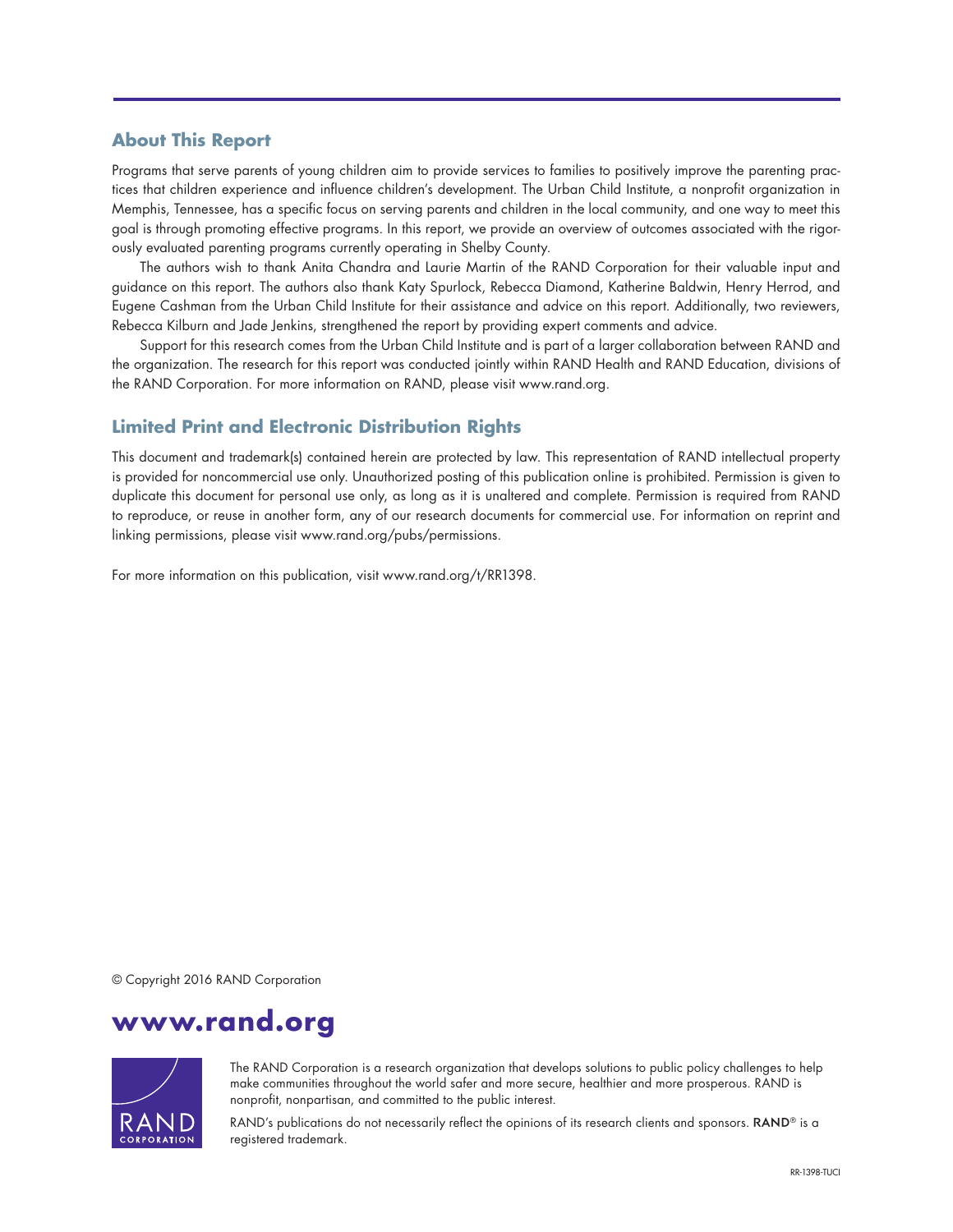## About This Report

Programs that serve parents of young children aim to provide services to families to positively improve the parenting practices that children experience and influence children's development. The Urban Child Institute, a nonprofit organization in Memphis, Tennessee, has a specific focus on serving parents and children in the local community, and one way to meet this goal is through promoting effective programs. In this report, we provide an overview of outcomes associated with the rigorously evaluated parenting programs currently operating in Shelby County.

The authors wish to thank Anita Chandra and Laurie Martin of the RAND Corporation for their valuable input and guidance on this report. The authors also thank Katy Spurlock, Rebecca Diamond, Katherine Baldwin, Henry Herrod, and Eugene Cashman from the Urban Child Institute for their assistance and advice on this report. Additionally, two reviewers, Rebecca Kilburn and Jade Jenkins, strengthened the report by providing expert comments and advice.

Support for this research comes from the Urban Child Institute and is part of a larger collaboration between RAND and the organization. The research for this report was conducted jointly within RAND Health and RAND Education, divisions of the RAND Corporation. For more information on RAND, please visit www.rand.org.

## Limited Print and Electronic Distribution Rights

This document and trademark(s) contained herein are protected by law. This representation of RAND intellectual property is provided for noncommercial use only. Unauthorized posting of this publication online is prohibited. Permission is given to duplicate this document for personal use only, as long as it is unaltered and complete. Permission is required from RAND to reproduce, or reuse in another form, any of our research documents for commercial use. For information on reprint and linking permissions, please visit www.rand.org/pubs/permissions.

For more information on this publication, visit www.rand.org/t/RR1398.

© Copyright 2016 RAND Corporation

**www.rand.org**

The RAND Corporation is a research organization that develops solutions to public policy challenges to help make communities throughout the world safer and more secure, healthier and more prosperous. RAND is nonprofit, nonpartisan, and committed to the public interest.

RAND's publications do not necessarily reflect the opinions of its research clients and sponsors. **RAND**® is a registered trademark.

RR-1398-TUCI